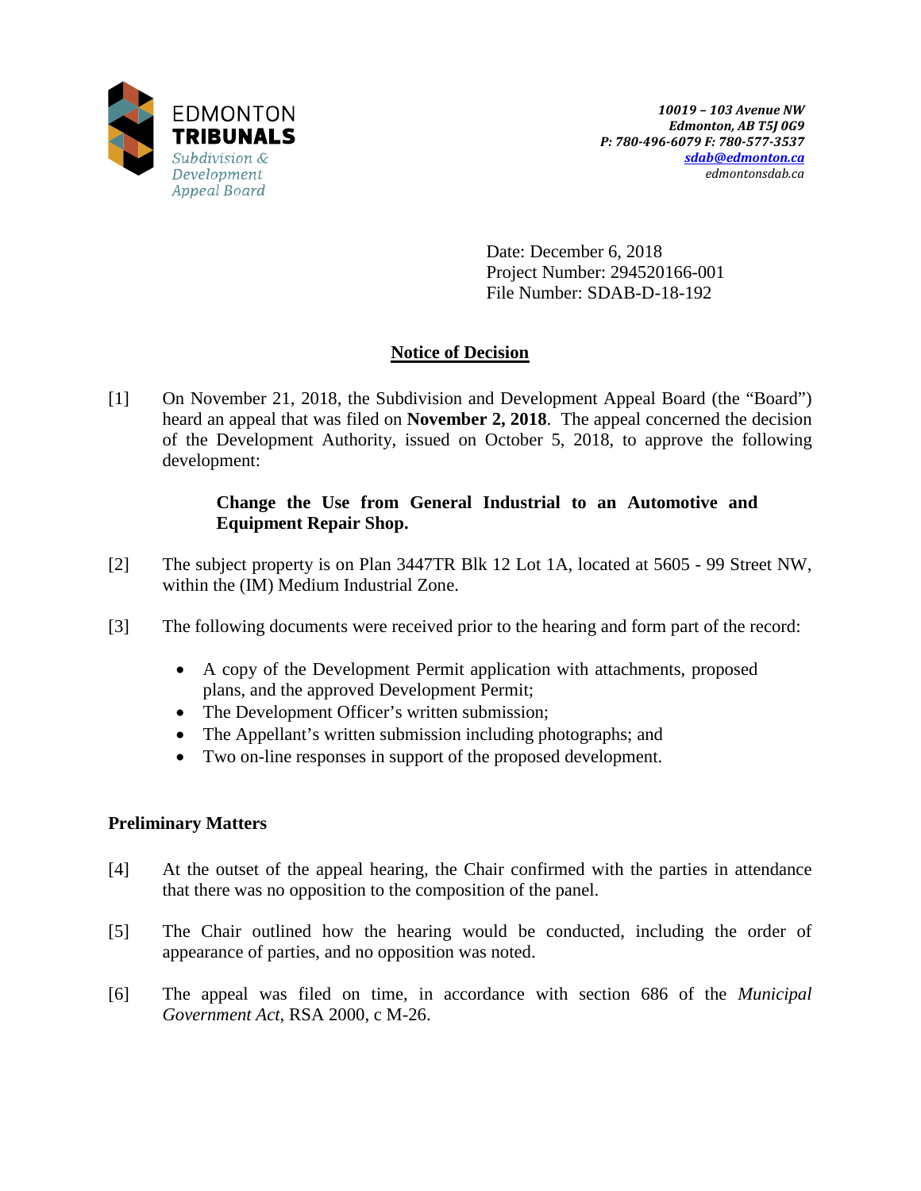EDMONTON
**TRIBUNALS**
*Subdivision & Development Appeal Board*

***10019 – 103 Avenue NW***
***Edmonton, AB T5J 0G9***
***P: 780-496-6079 F: 780-577-3537***
***sdab@edmonton.ca***
*edmontonsdab.ca*

Date: December 6, 2018
Project Number: 294520166-001
File Number: SDAB-D-18-192

## Notice of Decision

[1] On November 21, 2018, the Subdivision and Development Appeal Board (the "Board") heard an appeal that was filed on **November 2, 2018**. The appeal concerned the decision of the Development Authority, issued on October 5, 2018, to approve the following development:

> **Change the Use from General Industrial to an Automotive and Equipment Repair Shop.**

[2] The subject property is on Plan 3447TR Blk 12 Lot 1A, located at 5605 - 99 Street NW, within the (IM) Medium Industrial Zone.

[3] The following documents were received prior to the hearing and form part of the record:

- A copy of the Development Permit application with attachments, proposed plans, and the approved Development Permit;
- The Development Officer's written submission;
- The Appellant's written submission including photographs; and
- Two on-line responses in support of the proposed development.

### Preliminary Matters

[4] At the outset of the appeal hearing, the Chair confirmed with the parties in attendance that there was no opposition to the composition of the panel.

[5] The Chair outlined how the hearing would be conducted, including the order of appearance of parties, and no opposition was noted.

[6] The appeal was filed on time, in accordance with section 686 of the *Municipal Government Act*, RSA 2000, c M-26.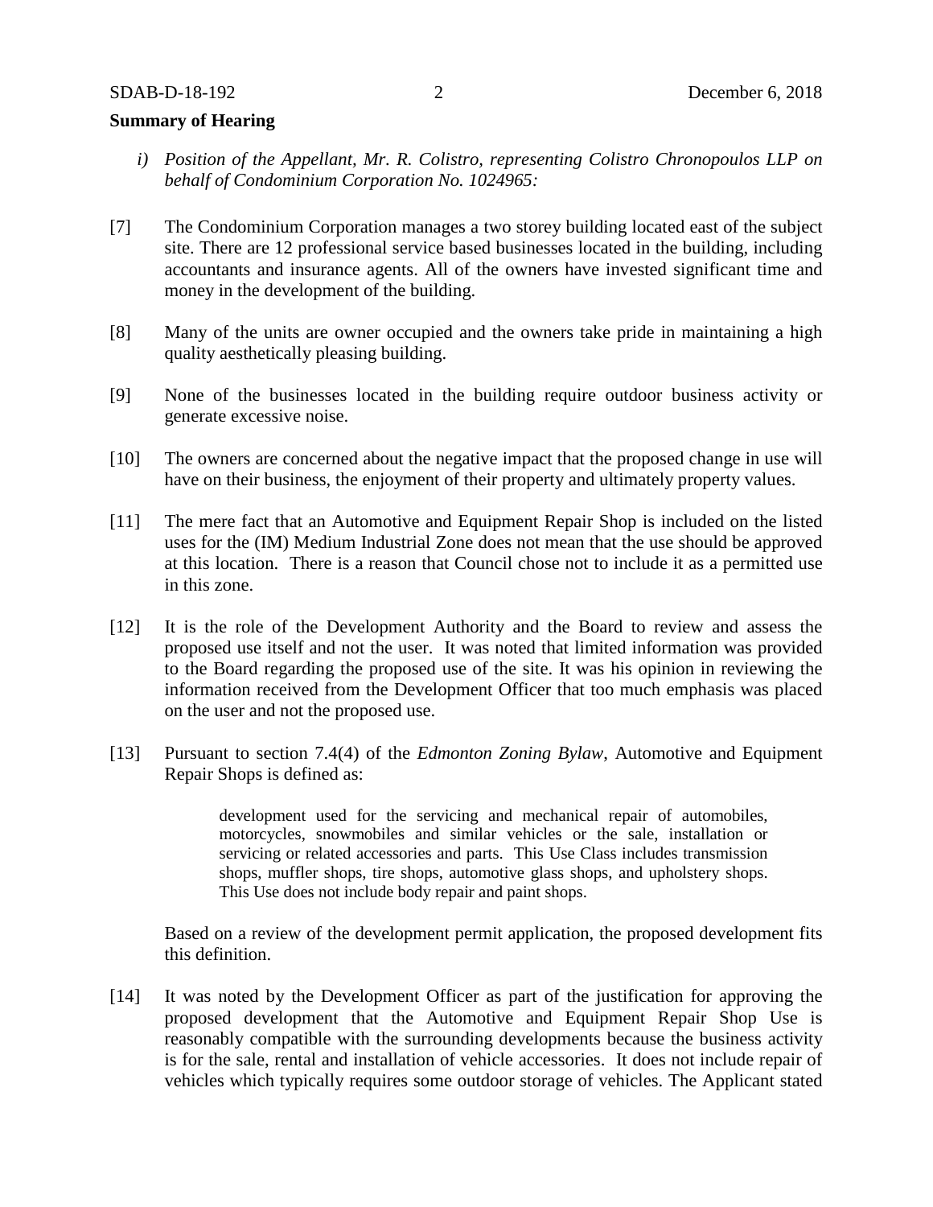**Summary of Hearing**

*i) Position of the Appellant, Mr. R. Colistro, representing Colistro Chronopoulos LLP on behalf of Condominium Corporation No. 1024965:*

[7] The Condominium Corporation manages a two storey building located east of the subject site. There are 12 professional service based businesses located in the building, including accountants and insurance agents. All of the owners have invested significant time and money in the development of the building.

[8] Many of the units are owner occupied and the owners take pride in maintaining a high quality aesthetically pleasing building.

[9] None of the businesses located in the building require outdoor business activity or generate excessive noise.

[10] The owners are concerned about the negative impact that the proposed change in use will have on their business, the enjoyment of their property and ultimately property values.

[11] The mere fact that an Automotive and Equipment Repair Shop is included on the listed uses for the (IM) Medium Industrial Zone does not mean that the use should be approved at this location. There is a reason that Council chose not to include it as a permitted use in this zone.

[12] It is the role of the Development Authority and the Board to review and assess the proposed use itself and not the user. It was noted that limited information was provided to the Board regarding the proposed use of the site. It was his opinion in reviewing the information received from the Development Officer that too much emphasis was placed on the user and not the proposed use.

[13] Pursuant to section 7.4(4) of the *Edmonton Zoning Bylaw*, Automotive and Equipment Repair Shops is defined as:

> development used for the servicing and mechanical repair of automobiles, motorcycles, snowmobiles and similar vehicles or the sale, installation or servicing or related accessories and parts. This Use Class includes transmission shops, muffler shops, tire shops, automotive glass shops, and upholstery shops. This Use does not include body repair and paint shops.

Based on a review of the development permit application, the proposed development fits this definition.

[14] It was noted by the Development Officer as part of the justification for approving the proposed development that the Automotive and Equipment Repair Shop Use is reasonably compatible with the surrounding developments because the business activity is for the sale, rental and installation of vehicle accessories. It does not include repair of vehicles which typically requires some outdoor storage of vehicles. The Applicant stated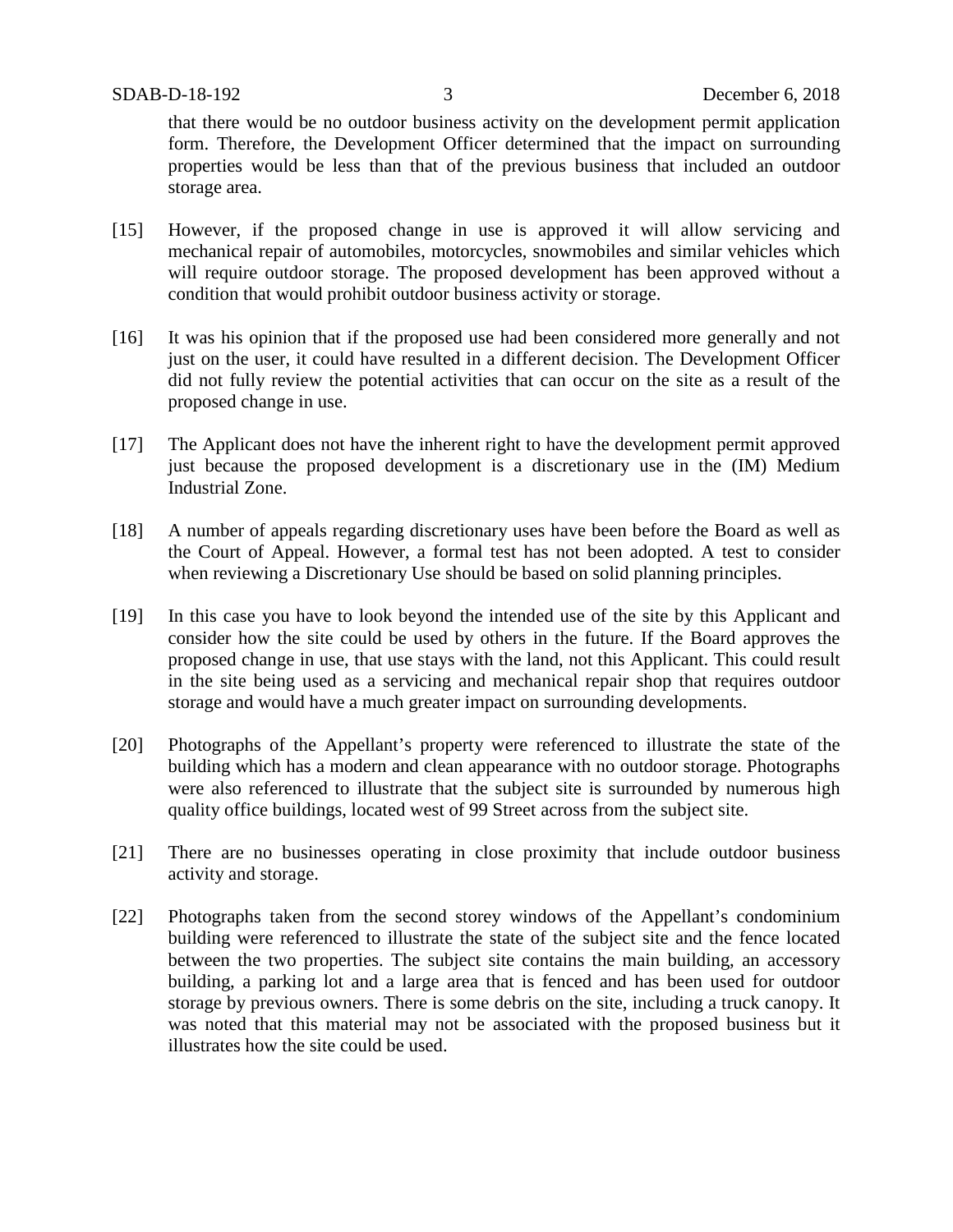that there would be no outdoor business activity on the development permit application form. Therefore, the Development Officer determined that the impact on surrounding properties would be less than that of the previous business that included an outdoor storage area.

[15] However, if the proposed change in use is approved it will allow servicing and mechanical repair of automobiles, motorcycles, snowmobiles and similar vehicles which will require outdoor storage. The proposed development has been approved without a condition that would prohibit outdoor business activity or storage.

[16] It was his opinion that if the proposed use had been considered more generally and not just on the user, it could have resulted in a different decision. The Development Officer did not fully review the potential activities that can occur on the site as a result of the proposed change in use.

[17] The Applicant does not have the inherent right to have the development permit approved just because the proposed development is a discretionary use in the (IM) Medium Industrial Zone.

[18] A number of appeals regarding discretionary uses have been before the Board as well as the Court of Appeal. However, a formal test has not been adopted. A test to consider when reviewing a Discretionary Use should be based on solid planning principles.

[19] In this case you have to look beyond the intended use of the site by this Applicant and consider how the site could be used by others in the future. If the Board approves the proposed change in use, that use stays with the land, not this Applicant. This could result in the site being used as a servicing and mechanical repair shop that requires outdoor storage and would have a much greater impact on surrounding developments.

[20] Photographs of the Appellant's property were referenced to illustrate the state of the building which has a modern and clean appearance with no outdoor storage. Photographs were also referenced to illustrate that the subject site is surrounded by numerous high quality office buildings, located west of 99 Street across from the subject site.

[21] There are no businesses operating in close proximity that include outdoor business activity and storage.

[22] Photographs taken from the second storey windows of the Appellant's condominium building were referenced to illustrate the state of the subject site and the fence located between the two properties. The subject site contains the main building, an accessory building, a parking lot and a large area that is fenced and has been used for outdoor storage by previous owners. There is some debris on the site, including a truck canopy. It was noted that this material may not be associated with the proposed business but it illustrates how the site could be used.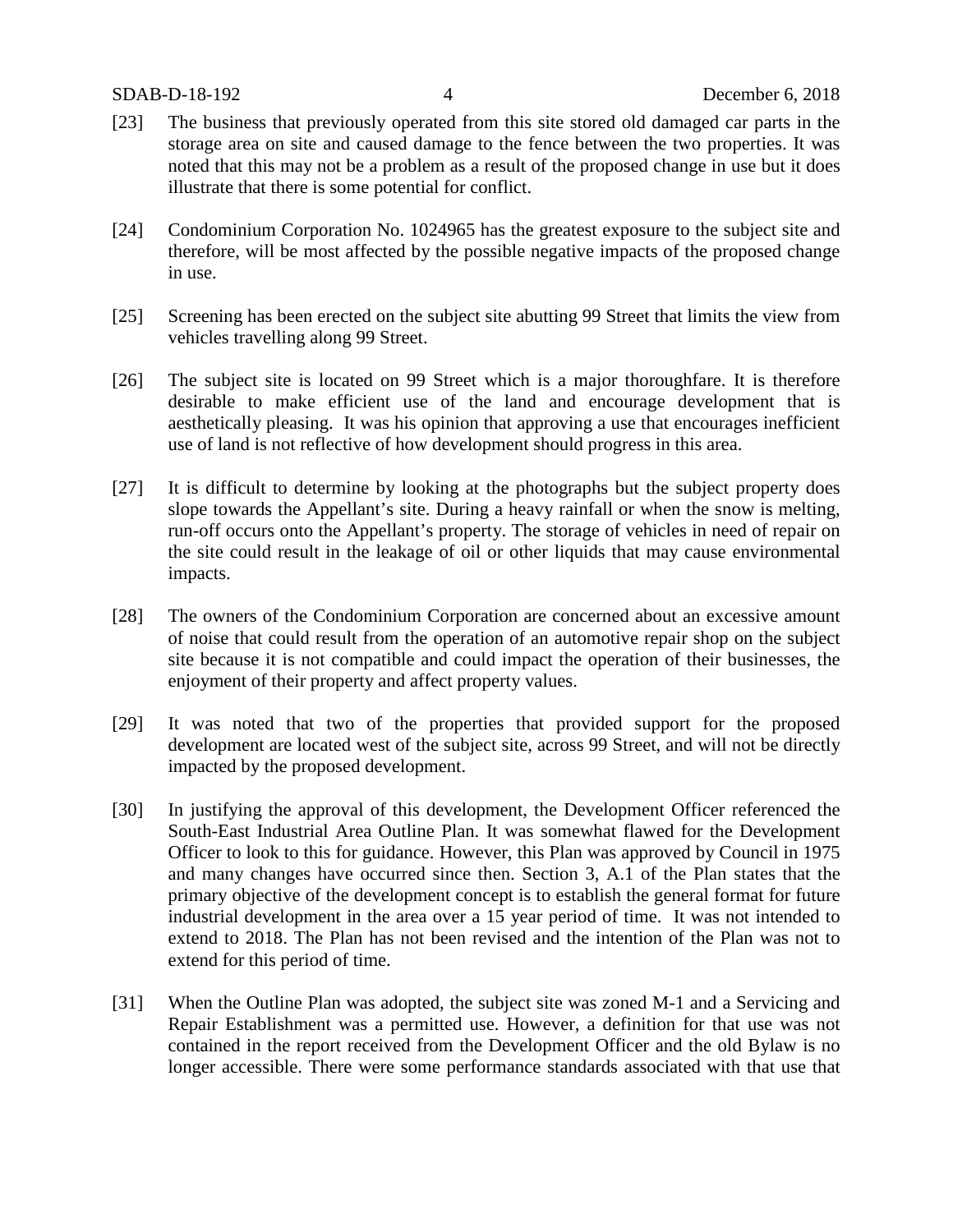[23] The business that previously operated from this site stored old damaged car parts in the storage area on site and caused damage to the fence between the two properties. It was noted that this may not be a problem as a result of the proposed change in use but it does illustrate that there is some potential for conflict.

[24] Condominium Corporation No. 1024965 has the greatest exposure to the subject site and therefore, will be most affected by the possible negative impacts of the proposed change in use.

[25] Screening has been erected on the subject site abutting 99 Street that limits the view from vehicles travelling along 99 Street.

[26] The subject site is located on 99 Street which is a major thoroughfare. It is therefore desirable to make efficient use of the land and encourage development that is aesthetically pleasing. It was his opinion that approving a use that encourages inefficient use of land is not reflective of how development should progress in this area.

[27] It is difficult to determine by looking at the photographs but the subject property does slope towards the Appellant's site. During a heavy rainfall or when the snow is melting, run-off occurs onto the Appellant's property. The storage of vehicles in need of repair on the site could result in the leakage of oil or other liquids that may cause environmental impacts.

[28] The owners of the Condominium Corporation are concerned about an excessive amount of noise that could result from the operation of an automotive repair shop on the subject site because it is not compatible and could impact the operation of their businesses, the enjoyment of their property and affect property values.

[29] It was noted that two of the properties that provided support for the proposed development are located west of the subject site, across 99 Street, and will not be directly impacted by the proposed development.

[30] In justifying the approval of this development, the Development Officer referenced the South-East Industrial Area Outline Plan. It was somewhat flawed for the Development Officer to look to this for guidance. However, this Plan was approved by Council in 1975 and many changes have occurred since then. Section 3, A.1 of the Plan states that the primary objective of the development concept is to establish the general format for future industrial development in the area over a 15 year period of time. It was not intended to extend to 2018. The Plan has not been revised and the intention of the Plan was not to extend for this period of time.

[31] When the Outline Plan was adopted, the subject site was zoned M-1 and a Servicing and Repair Establishment was a permitted use. However, a definition for that use was not contained in the report received from the Development Officer and the old Bylaw is no longer accessible. There were some performance standards associated with that use that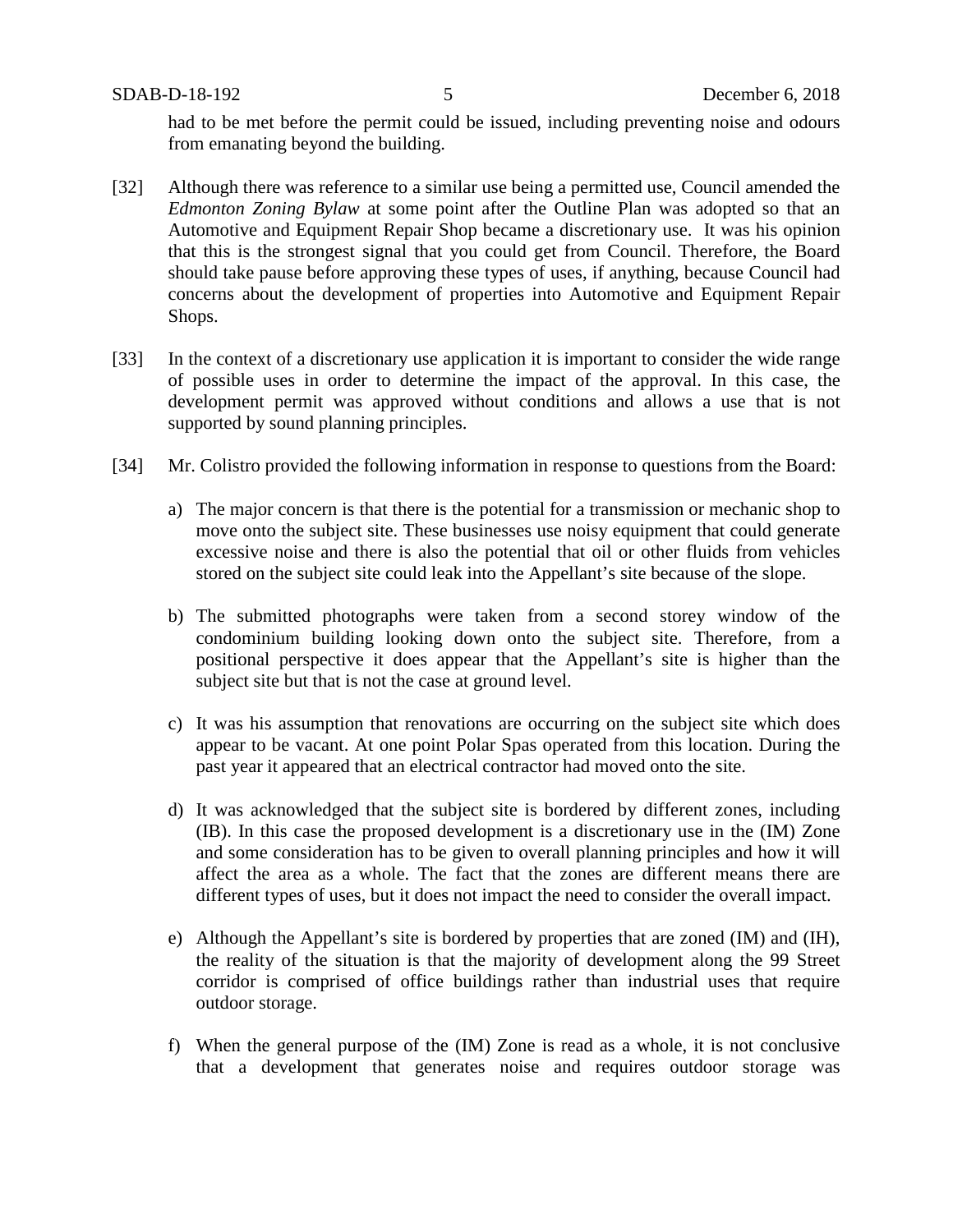had to be met before the permit could be issued, including preventing noise and odours from emanating beyond the building.

[32] Although there was reference to a similar use being a permitted use, Council amended the *Edmonton Zoning Bylaw* at some point after the Outline Plan was adopted so that an Automotive and Equipment Repair Shop became a discretionary use. It was his opinion that this is the strongest signal that you could get from Council. Therefore, the Board should take pause before approving these types of uses, if anything, because Council had concerns about the development of properties into Automotive and Equipment Repair Shops.

[33] In the context of a discretionary use application it is important to consider the wide range of possible uses in order to determine the impact of the approval. In this case, the development permit was approved without conditions and allows a use that is not supported by sound planning principles.

[34] Mr. Colistro provided the following information in response to questions from the Board:

a) The major concern is that there is the potential for a transmission or mechanic shop to move onto the subject site. These businesses use noisy equipment that could generate excessive noise and there is also the potential that oil or other fluids from vehicles stored on the subject site could leak into the Appellant's site because of the slope.

b) The submitted photographs were taken from a second storey window of the condominium building looking down onto the subject site. Therefore, from a positional perspective it does appear that the Appellant's site is higher than the subject site but that is not the case at ground level.

c) It was his assumption that renovations are occurring on the subject site which does appear to be vacant. At one point Polar Spas operated from this location. During the past year it appeared that an electrical contractor had moved onto the site.

d) It was acknowledged that the subject site is bordered by different zones, including (IB). In this case the proposed development is a discretionary use in the (IM) Zone and some consideration has to be given to overall planning principles and how it will affect the area as a whole. The fact that the zones are different means there are different types of uses, but it does not impact the need to consider the overall impact.

e) Although the Appellant's site is bordered by properties that are zoned (IM) and (IH), the reality of the situation is that the majority of development along the 99 Street corridor is comprised of office buildings rather than industrial uses that require outdoor storage.

f) When the general purpose of the (IM) Zone is read as a whole, it is not conclusive that a development that generates noise and requires outdoor storage was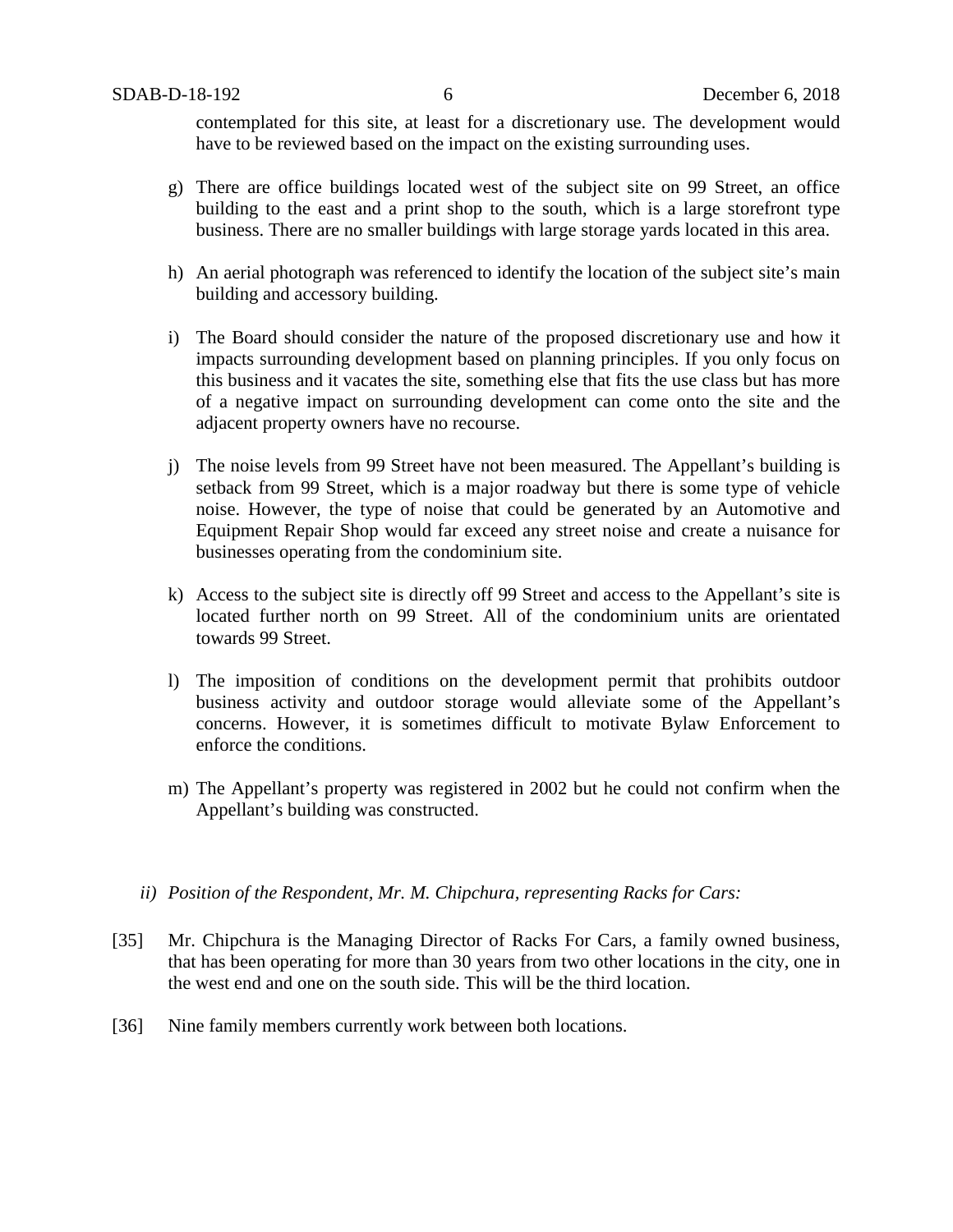contemplated for this site, at least for a discretionary use. The development would have to be reviewed based on the impact on the existing surrounding uses.

g) There are office buildings located west of the subject site on 99 Street, an office building to the east and a print shop to the south, which is a large storefront type business. There are no smaller buildings with large storage yards located in this area.

h) An aerial photograph was referenced to identify the location of the subject site's main building and accessory building.

i) The Board should consider the nature of the proposed discretionary use and how it impacts surrounding development based on planning principles. If you only focus on this business and it vacates the site, something else that fits the use class but has more of a negative impact on surrounding development can come onto the site and the adjacent property owners have no recourse.

j) The noise levels from 99 Street have not been measured. The Appellant's building is setback from 99 Street, which is a major roadway but there is some type of vehicle noise. However, the type of noise that could be generated by an Automotive and Equipment Repair Shop would far exceed any street noise and create a nuisance for businesses operating from the condominium site.

k) Access to the subject site is directly off 99 Street and access to the Appellant's site is located further north on 99 Street. All of the condominium units are orientated towards 99 Street.

l) The imposition of conditions on the development permit that prohibits outdoor business activity and outdoor storage would alleviate some of the Appellant's concerns. However, it is sometimes difficult to motivate Bylaw Enforcement to enforce the conditions.

m) The Appellant's property was registered in 2002 but he could not confirm when the Appellant's building was constructed.

*ii) Position of the Respondent, Mr. M. Chipchura, representing Racks for Cars:*

[35] Mr. Chipchura is the Managing Director of Racks For Cars, a family owned business, that has been operating for more than 30 years from two other locations in the city, one in the west end and one on the south side. This will be the third location.

[36] Nine family members currently work between both locations.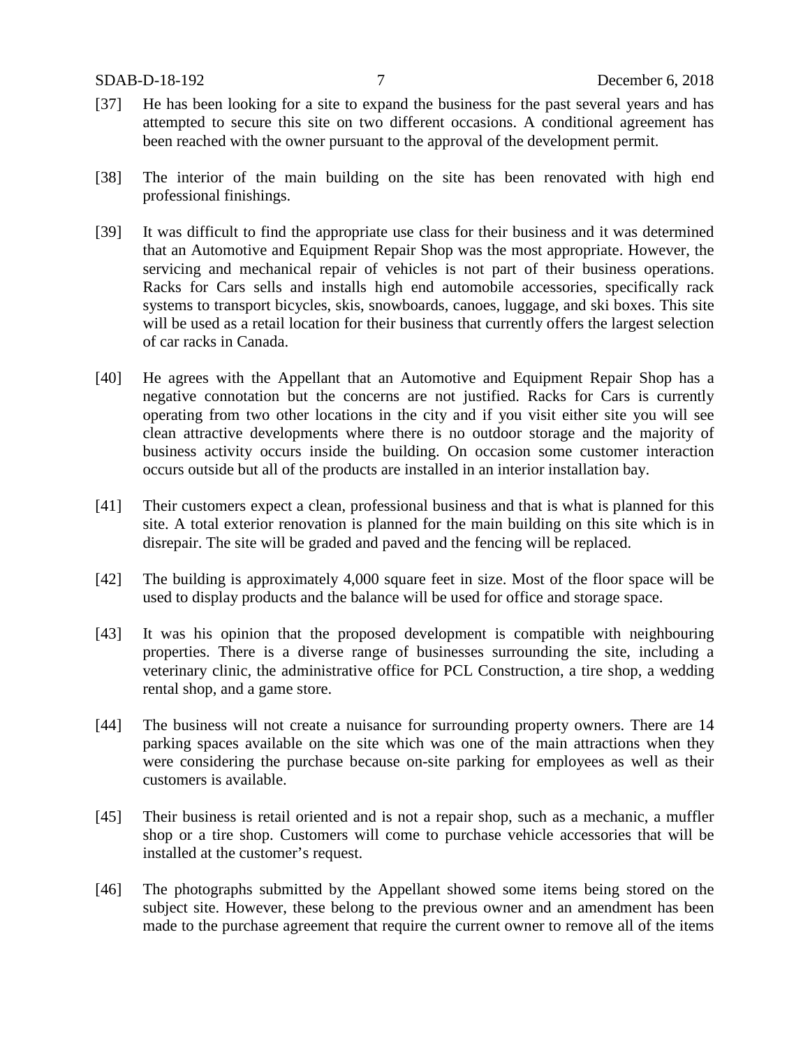[37] He has been looking for a site to expand the business for the past several years and has attempted to secure this site on two different occasions. A conditional agreement has been reached with the owner pursuant to the approval of the development permit.

[38] The interior of the main building on the site has been renovated with high end professional finishings.

[39] It was difficult to find the appropriate use class for their business and it was determined that an Automotive and Equipment Repair Shop was the most appropriate. However, the servicing and mechanical repair of vehicles is not part of their business operations. Racks for Cars sells and installs high end automobile accessories, specifically rack systems to transport bicycles, skis, snowboards, canoes, luggage, and ski boxes. This site will be used as a retail location for their business that currently offers the largest selection of car racks in Canada.

[40] He agrees with the Appellant that an Automotive and Equipment Repair Shop has a negative connotation but the concerns are not justified. Racks for Cars is currently operating from two other locations in the city and if you visit either site you will see clean attractive developments where there is no outdoor storage and the majority of business activity occurs inside the building. On occasion some customer interaction occurs outside but all of the products are installed in an interior installation bay.

[41] Their customers expect a clean, professional business and that is what is planned for this site. A total exterior renovation is planned for the main building on this site which is in disrepair. The site will be graded and paved and the fencing will be replaced.

[42] The building is approximately 4,000 square feet in size. Most of the floor space will be used to display products and the balance will be used for office and storage space.

[43] It was his opinion that the proposed development is compatible with neighbouring properties. There is a diverse range of businesses surrounding the site, including a veterinary clinic, the administrative office for PCL Construction, a tire shop, a wedding rental shop, and a game store.

[44] The business will not create a nuisance for surrounding property owners. There are 14 parking spaces available on the site which was one of the main attractions when they were considering the purchase because on-site parking for employees as well as their customers is available.

[45] Their business is retail oriented and is not a repair shop, such as a mechanic, a muffler shop or a tire shop. Customers will come to purchase vehicle accessories that will be installed at the customer's request.

[46] The photographs submitted by the Appellant showed some items being stored on the subject site. However, these belong to the previous owner and an amendment has been made to the purchase agreement that require the current owner to remove all of the items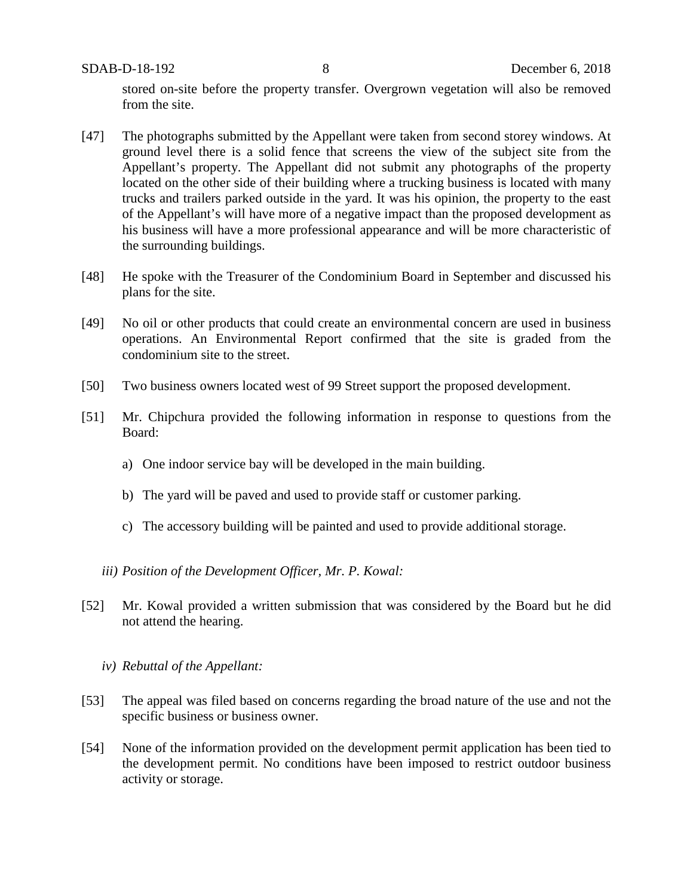stored on-site before the property transfer. Overgrown vegetation will also be removed from the site.

[47] The photographs submitted by the Appellant were taken from second storey windows. At ground level there is a solid fence that screens the view of the subject site from the Appellant's property. The Appellant did not submit any photographs of the property located on the other side of their building where a trucking business is located with many trucks and trailers parked outside in the yard. It was his opinion, the property to the east of the Appellant's will have more of a negative impact than the proposed development as his business will have a more professional appearance and will be more characteristic of the surrounding buildings.

[48] He spoke with the Treasurer of the Condominium Board in September and discussed his plans for the site.

[49] No oil or other products that could create an environmental concern are used in business operations. An Environmental Report confirmed that the site is graded from the condominium site to the street.

[50] Two business owners located west of 99 Street support the proposed development.

[51] Mr. Chipchura provided the following information in response to questions from the Board:

a) One indoor service bay will be developed in the main building.

b) The yard will be paved and used to provide staff or customer parking.

c) The accessory building will be painted and used to provide additional storage.

*iii) Position of the Development Officer, Mr. P. Kowal:*

[52] Mr. Kowal provided a written submission that was considered by the Board but he did not attend the hearing.

*iv) Rebuttal of the Appellant:*

[53] The appeal was filed based on concerns regarding the broad nature of the use and not the specific business or business owner.

[54] None of the information provided on the development permit application has been tied to the development permit. No conditions have been imposed to restrict outdoor business activity or storage.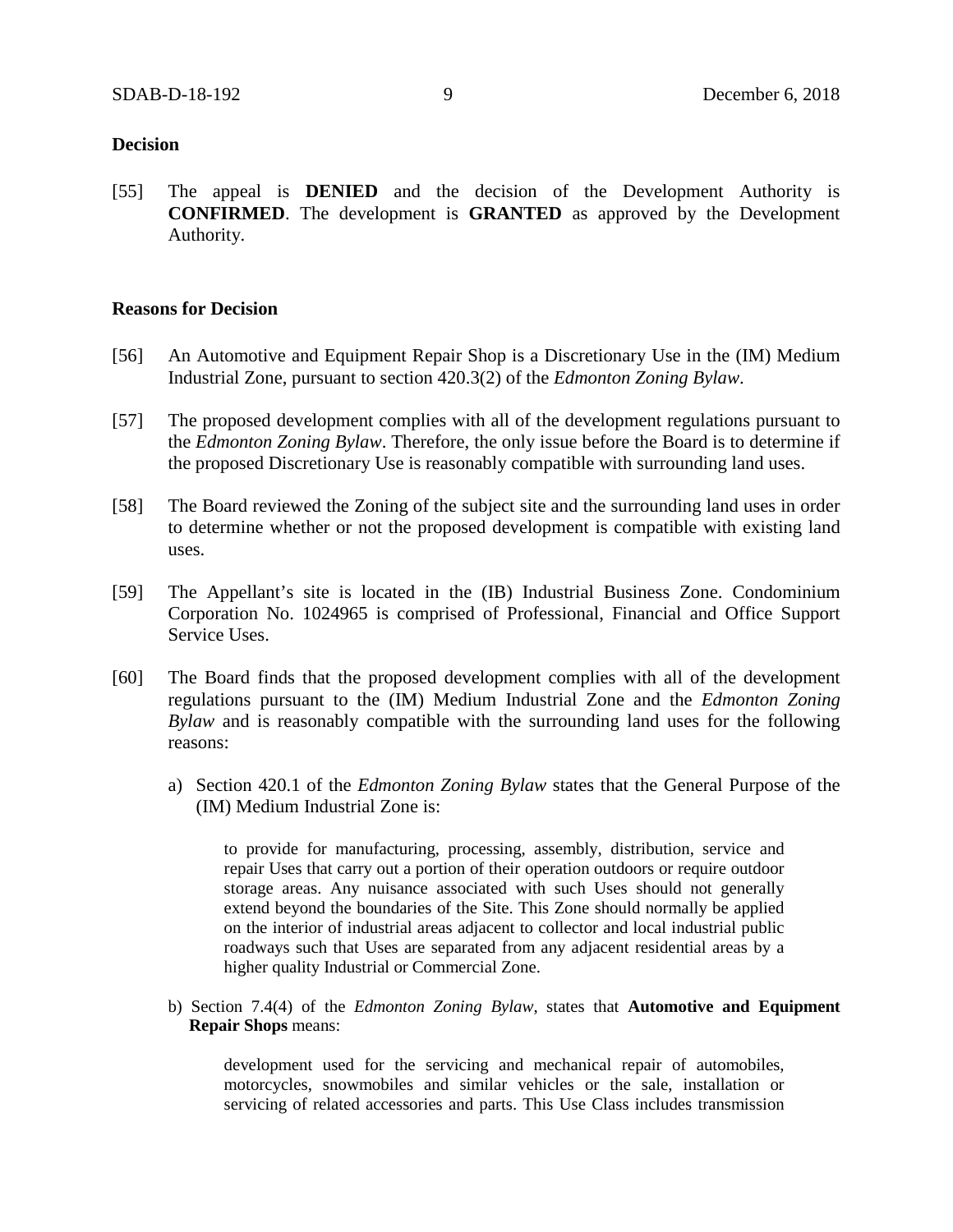**Decision**

[55] The appeal is **DENIED** and the decision of the Development Authority is **CONFIRMED**. The development is **GRANTED** as approved by the Development Authority.

**Reasons for Decision**

[56] An Automotive and Equipment Repair Shop is a Discretionary Use in the (IM) Medium Industrial Zone, pursuant to section 420.3(2) of the *Edmonton Zoning Bylaw*.

[57] The proposed development complies with all of the development regulations pursuant to the *Edmonton Zoning Bylaw*. Therefore, the only issue before the Board is to determine if the proposed Discretionary Use is reasonably compatible with surrounding land uses.

[58] The Board reviewed the Zoning of the subject site and the surrounding land uses in order to determine whether or not the proposed development is compatible with existing land uses.

[59] The Appellant's site is located in the (IB) Industrial Business Zone. Condominium Corporation No. 1024965 is comprised of Professional, Financial and Office Support Service Uses.

[60] The Board finds that the proposed development complies with all of the development regulations pursuant to the (IM) Medium Industrial Zone and the *Edmonton Zoning Bylaw* and is reasonably compatible with the surrounding land uses for the following reasons:

a) Section 420.1 of the *Edmonton Zoning Bylaw* states that the General Purpose of the (IM) Medium Industrial Zone is:

> to provide for manufacturing, processing, assembly, distribution, service and repair Uses that carry out a portion of their operation outdoors or require outdoor storage areas. Any nuisance associated with such Uses should not generally extend beyond the boundaries of the Site. This Zone should normally be applied on the interior of industrial areas adjacent to collector and local industrial public roadways such that Uses are separated from any adjacent residential areas by a higher quality Industrial or Commercial Zone.

b) Section 7.4(4) of the *Edmonton Zoning Bylaw*, states that **Automotive and Equipment Repair Shops** means:

> development used for the servicing and mechanical repair of automobiles, motorcycles, snowmobiles and similar vehicles or the sale, installation or servicing of related accessories and parts. This Use Class includes transmission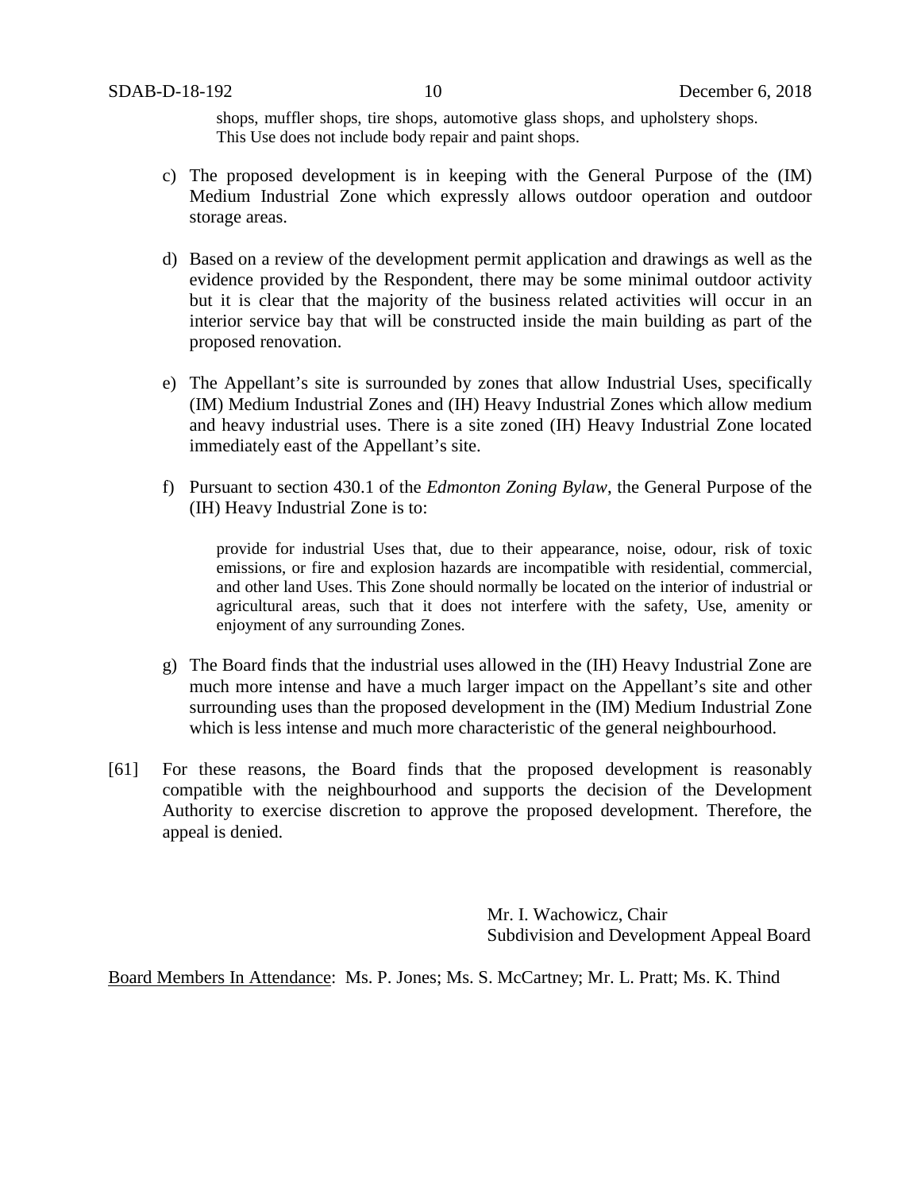> shops, muffler shops, tire shops, automotive glass shops, and upholstery shops. This Use does not include body repair and paint shops.

c) The proposed development is in keeping with the General Purpose of the (IM) Medium Industrial Zone which expressly allows outdoor operation and outdoor storage areas.

d) Based on a review of the development permit application and drawings as well as the evidence provided by the Respondent, there may be some minimal outdoor activity but it is clear that the majority of the business related activities will occur in an interior service bay that will be constructed inside the main building as part of the proposed renovation.

e) The Appellant's site is surrounded by zones that allow Industrial Uses, specifically (IM) Medium Industrial Zones and (IH) Heavy Industrial Zones which allow medium and heavy industrial uses. There is a site zoned (IH) Heavy Industrial Zone located immediately east of the Appellant's site.

f) Pursuant to section 430.1 of the *Edmonton Zoning Bylaw*, the General Purpose of the (IH) Heavy Industrial Zone is to:

> provide for industrial Uses that, due to their appearance, noise, odour, risk of toxic emissions, or fire and explosion hazards are incompatible with residential, commercial, and other land Uses. This Zone should normally be located on the interior of industrial or agricultural areas, such that it does not interfere with the safety, Use, amenity or enjoyment of any surrounding Zones.

g) The Board finds that the industrial uses allowed in the (IH) Heavy Industrial Zone are much more intense and have a much larger impact on the Appellant's site and other surrounding uses than the proposed development in the (IM) Medium Industrial Zone which is less intense and much more characteristic of the general neighbourhood.

[61] For these reasons, the Board finds that the proposed development is reasonably compatible with the neighbourhood and supports the decision of the Development Authority to exercise discretion to approve the proposed development. Therefore, the appeal is denied.

Mr. I. Wachowicz, Chair
Subdivision and Development Appeal Board

Board Members In Attendance: Ms. P. Jones; Ms. S. McCartney; Mr. L. Pratt; Ms. K. Thind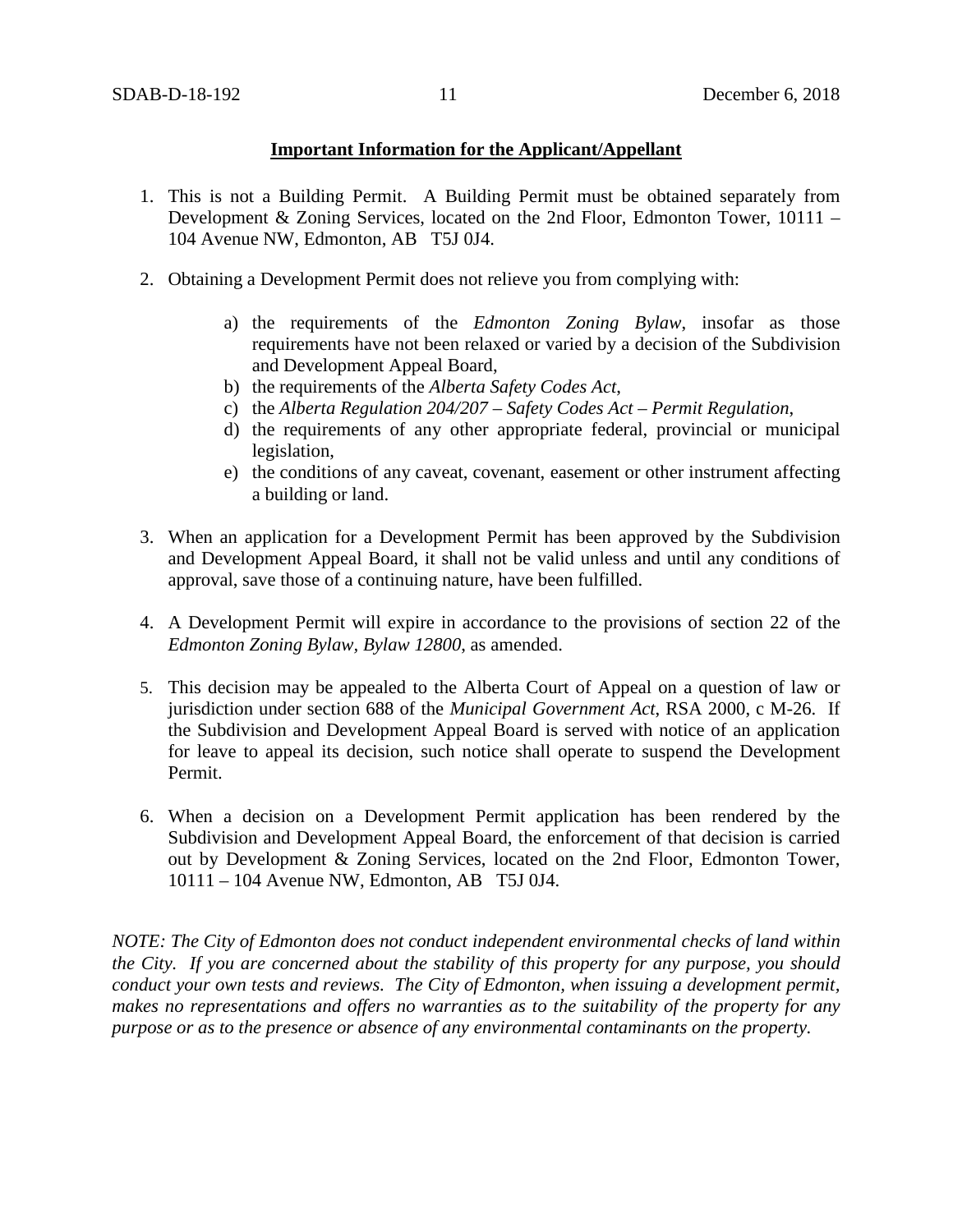**Important Information for the Applicant/Appellant**

1. This is not a Building Permit. A Building Permit must be obtained separately from Development & Zoning Services, located on the 2nd Floor, Edmonton Tower, 10111 – 104 Avenue NW, Edmonton, AB T5J 0J4.

2. Obtaining a Development Permit does not relieve you from complying with:

    a) the requirements of the *Edmonton Zoning Bylaw*, insofar as those requirements have not been relaxed or varied by a decision of the Subdivision and Development Appeal Board,
    b) the requirements of the *Alberta Safety Codes Act*,
    c) the *Alberta Regulation 204/207 – Safety Codes Act – Permit Regulation*,
    d) the requirements of any other appropriate federal, provincial or municipal legislation,
    e) the conditions of any caveat, covenant, easement or other instrument affecting a building or land.

3. When an application for a Development Permit has been approved by the Subdivision and Development Appeal Board, it shall not be valid unless and until any conditions of approval, save those of a continuing nature, have been fulfilled.

4. A Development Permit will expire in accordance to the provisions of section 22 of the *Edmonton Zoning Bylaw, Bylaw 12800*, as amended.

5. This decision may be appealed to the Alberta Court of Appeal on a question of law or jurisdiction under section 688 of the *Municipal Government Act*, RSA 2000, c M-26. If the Subdivision and Development Appeal Board is served with notice of an application for leave to appeal its decision, such notice shall operate to suspend the Development Permit.

6. When a decision on a Development Permit application has been rendered by the Subdivision and Development Appeal Board, the enforcement of that decision is carried out by Development & Zoning Services, located on the 2nd Floor, Edmonton Tower, 10111 – 104 Avenue NW, Edmonton, AB T5J 0J4.

*NOTE: The City of Edmonton does not conduct independent environmental checks of land within the City. If you are concerned about the stability of this property for any purpose, you should conduct your own tests and reviews. The City of Edmonton, when issuing a development permit, makes no representations and offers no warranties as to the suitability of the property for any purpose or as to the presence or absence of any environmental contaminants on the property.*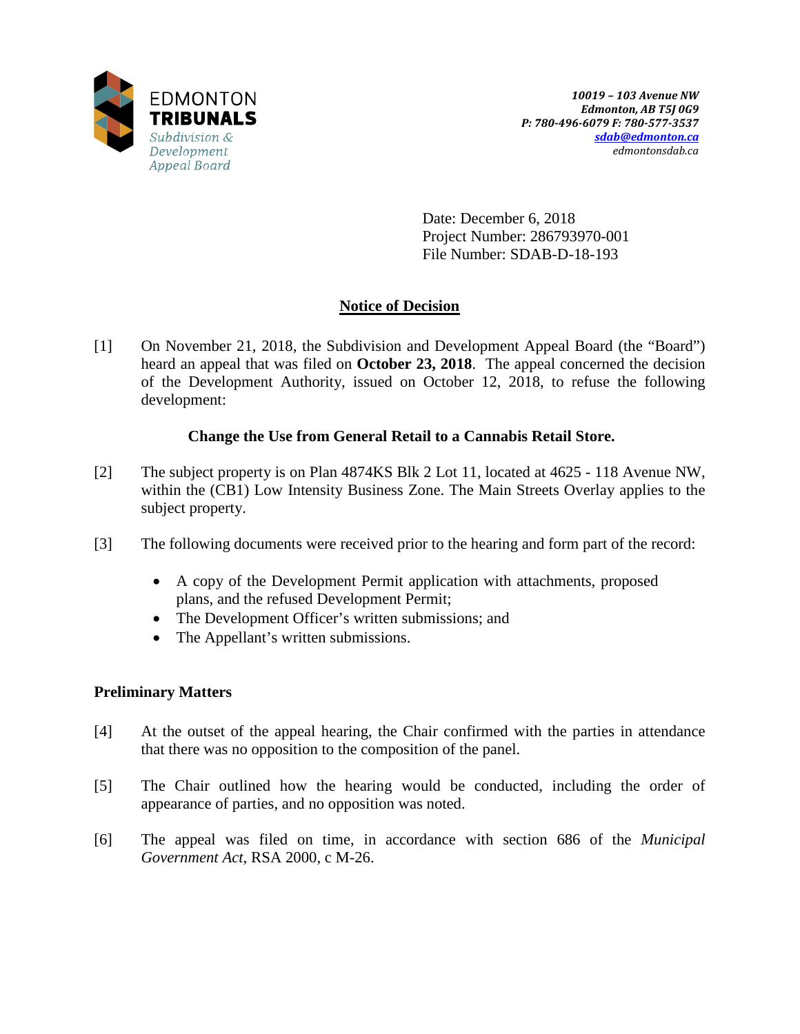EDMONTON
**TRIBUNALS**
*Subdivision & Development Appeal Board*

***10019 – 103 Avenue NW***
***Edmonton, AB T5J 0G9***
***P: 780-496-6079 F: 780-577-3537***
***sdab@edmonton.ca***
*edmontonsdab.ca*

Date: December 6, 2018
Project Number: 286793970-001
File Number: SDAB-D-18-193

## Notice of Decision

[1] On November 21, 2018, the Subdivision and Development Appeal Board (the "Board") heard an appeal that was filed on **October 23, 2018**. The appeal concerned the decision of the Development Authority, issued on October 12, 2018, to refuse the following development:

**Change the Use from General Retail to a Cannabis Retail Store.**

[2] The subject property is on Plan 4874KS Blk 2 Lot 11, located at 4625 - 118 Avenue NW, within the (CB1) Low Intensity Business Zone. The Main Streets Overlay applies to the subject property.

[3] The following documents were received prior to the hearing and form part of the record:

- A copy of the Development Permit application with attachments, proposed plans, and the refused Development Permit;
- The Development Officer's written submissions; and
- The Appellant's written submissions.

### Preliminary Matters

[4] At the outset of the appeal hearing, the Chair confirmed with the parties in attendance that there was no opposition to the composition of the panel.

[5] The Chair outlined how the hearing would be conducted, including the order of appearance of parties, and no opposition was noted.

[6] The appeal was filed on time, in accordance with section 686 of the *Municipal Government Act*, RSA 2000, c M-26.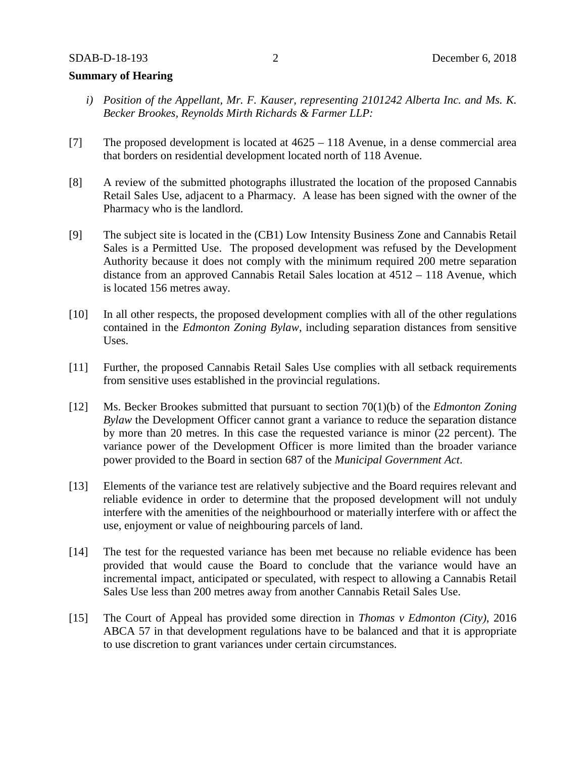**Summary of Hearing**

*i) Position of the Appellant, Mr. F. Kauser, representing 2101242 Alberta Inc. and Ms. K. Becker Brookes, Reynolds Mirth Richards & Farmer LLP:*

[7] The proposed development is located at 4625 – 118 Avenue, in a dense commercial area that borders on residential development located north of 118 Avenue.

[8] A review of the submitted photographs illustrated the location of the proposed Cannabis Retail Sales Use, adjacent to a Pharmacy. A lease has been signed with the owner of the Pharmacy who is the landlord.

[9] The subject site is located in the (CB1) Low Intensity Business Zone and Cannabis Retail Sales is a Permitted Use. The proposed development was refused by the Development Authority because it does not comply with the minimum required 200 metre separation distance from an approved Cannabis Retail Sales location at 4512 – 118 Avenue, which is located 156 metres away.

[10] In all other respects, the proposed development complies with all of the other regulations contained in the *Edmonton Zoning Bylaw*, including separation distances from sensitive Uses.

[11] Further, the proposed Cannabis Retail Sales Use complies with all setback requirements from sensitive uses established in the provincial regulations.

[12] Ms. Becker Brookes submitted that pursuant to section 70(1)(b) of the *Edmonton Zoning Bylaw* the Development Officer cannot grant a variance to reduce the separation distance by more than 20 metres. In this case the requested variance is minor (22 percent). The variance power of the Development Officer is more limited than the broader variance power provided to the Board in section 687 of the *Municipal Government Act*.

[13] Elements of the variance test are relatively subjective and the Board requires relevant and reliable evidence in order to determine that the proposed development will not unduly interfere with the amenities of the neighbourhood or materially interfere with or affect the use, enjoyment or value of neighbouring parcels of land.

[14] The test for the requested variance has been met because no reliable evidence has been provided that would cause the Board to conclude that the variance would have an incremental impact, anticipated or speculated, with respect to allowing a Cannabis Retail Sales Use less than 200 metres away from another Cannabis Retail Sales Use.

[15] The Court of Appeal has provided some direction in *Thomas v Edmonton (City)*, 2016 ABCA 57 in that development regulations have to be balanced and that it is appropriate to use discretion to grant variances under certain circumstances.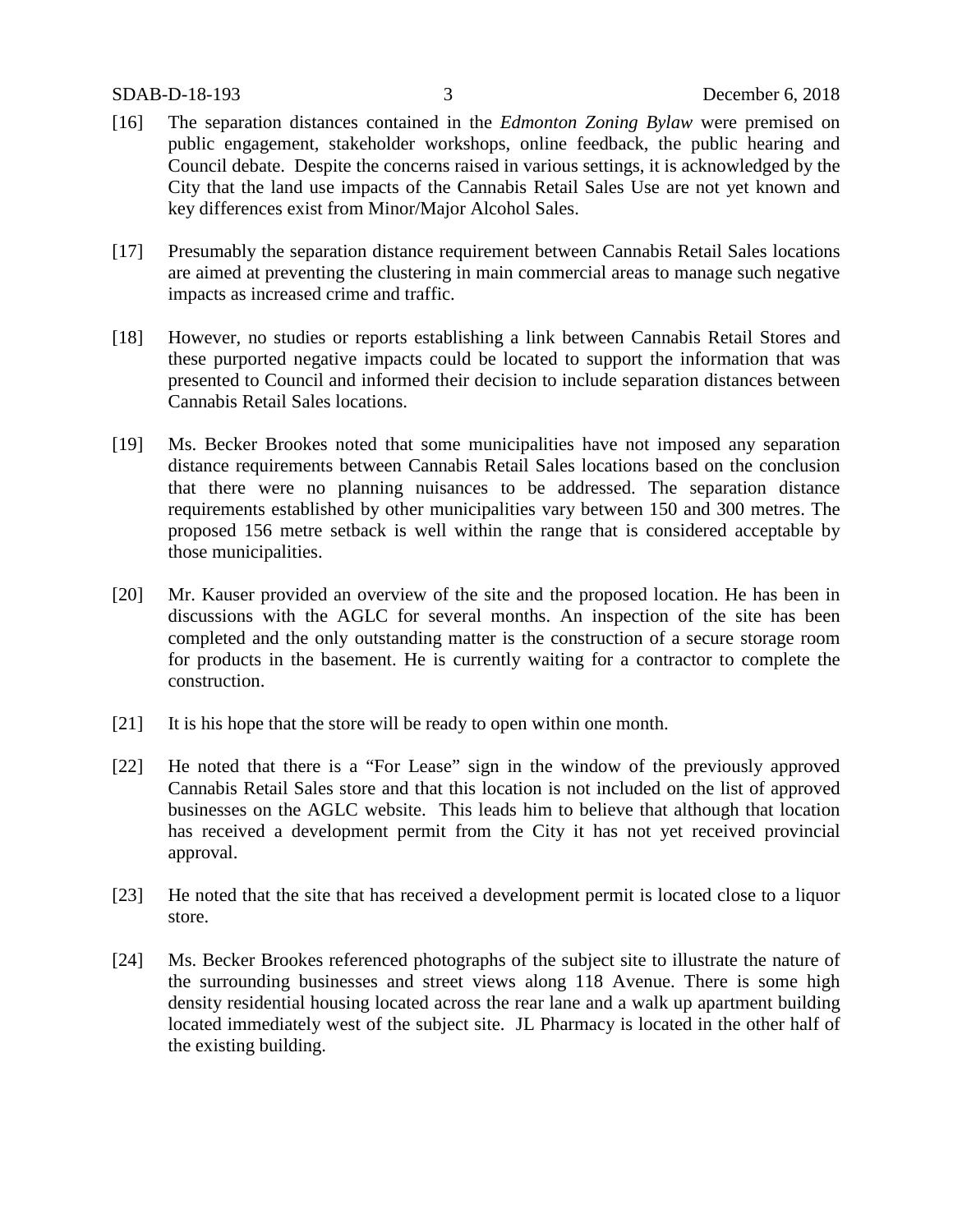[16] The separation distances contained in the *Edmonton Zoning Bylaw* were premised on public engagement, stakeholder workshops, online feedback, the public hearing and Council debate. Despite the concerns raised in various settings, it is acknowledged by the City that the land use impacts of the Cannabis Retail Sales Use are not yet known and key differences exist from Minor/Major Alcohol Sales.

[17] Presumably the separation distance requirement between Cannabis Retail Sales locations are aimed at preventing the clustering in main commercial areas to manage such negative impacts as increased crime and traffic.

[18] However, no studies or reports establishing a link between Cannabis Retail Stores and these purported negative impacts could be located to support the information that was presented to Council and informed their decision to include separation distances between Cannabis Retail Sales locations.

[19] Ms. Becker Brookes noted that some municipalities have not imposed any separation distance requirements between Cannabis Retail Sales locations based on the conclusion that there were no planning nuisances to be addressed. The separation distance requirements established by other municipalities vary between 150 and 300 metres. The proposed 156 metre setback is well within the range that is considered acceptable by those municipalities.

[20] Mr. Kauser provided an overview of the site and the proposed location. He has been in discussions with the AGLC for several months. An inspection of the site has been completed and the only outstanding matter is the construction of a secure storage room for products in the basement. He is currently waiting for a contractor to complete the construction.

[21] It is his hope that the store will be ready to open within one month.

[22] He noted that there is a "For Lease" sign in the window of the previously approved Cannabis Retail Sales store and that this location is not included on the list of approved businesses on the AGLC website. This leads him to believe that although that location has received a development permit from the City it has not yet received provincial approval.

[23] He noted that the site that has received a development permit is located close to a liquor store.

[24] Ms. Becker Brookes referenced photographs of the subject site to illustrate the nature of the surrounding businesses and street views along 118 Avenue. There is some high density residential housing located across the rear lane and a walk up apartment building located immediately west of the subject site. JL Pharmacy is located in the other half of the existing building.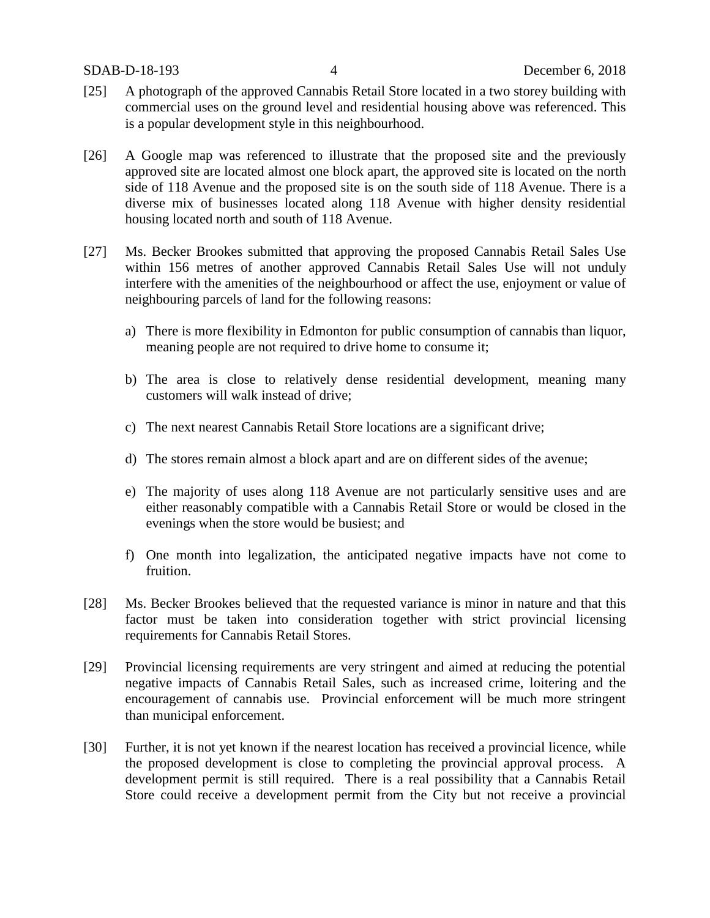[25] A photograph of the approved Cannabis Retail Store located in a two storey building with commercial uses on the ground level and residential housing above was referenced. This is a popular development style in this neighbourhood.

[26] A Google map was referenced to illustrate that the proposed site and the previously approved site are located almost one block apart, the approved site is located on the north side of 118 Avenue and the proposed site is on the south side of 118 Avenue. There is a diverse mix of businesses located along 118 Avenue with higher density residential housing located north and south of 118 Avenue.

[27] Ms. Becker Brookes submitted that approving the proposed Cannabis Retail Sales Use within 156 metres of another approved Cannabis Retail Sales Use will not unduly interfere with the amenities of the neighbourhood or affect the use, enjoyment or value of neighbouring parcels of land for the following reasons:

a) There is more flexibility in Edmonton for public consumption of cannabis than liquor, meaning people are not required to drive home to consume it;

b) The area is close to relatively dense residential development, meaning many customers will walk instead of drive;

c) The next nearest Cannabis Retail Store locations are a significant drive;

d) The stores remain almost a block apart and are on different sides of the avenue;

e) The majority of uses along 118 Avenue are not particularly sensitive uses and are either reasonably compatible with a Cannabis Retail Store or would be closed in the evenings when the store would be busiest; and

f) One month into legalization, the anticipated negative impacts have not come to fruition.

[28] Ms. Becker Brookes believed that the requested variance is minor in nature and that this factor must be taken into consideration together with strict provincial licensing requirements for Cannabis Retail Stores.

[29] Provincial licensing requirements are very stringent and aimed at reducing the potential negative impacts of Cannabis Retail Sales, such as increased crime, loitering and the encouragement of cannabis use. Provincial enforcement will be much more stringent than municipal enforcement.

[30] Further, it is not yet known if the nearest location has received a provincial licence, while the proposed development is close to completing the provincial approval process. A development permit is still required. There is a real possibility that a Cannabis Retail Store could receive a development permit from the City but not receive a provincial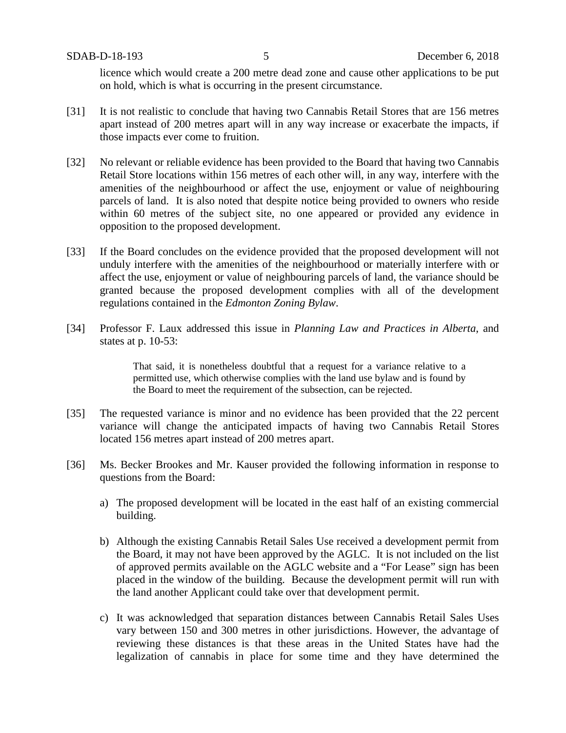licence which would create a 200 metre dead zone and cause other applications to be put on hold, which is what is occurring in the present circumstance.

[31] It is not realistic to conclude that having two Cannabis Retail Stores that are 156 metres apart instead of 200 metres apart will in any way increase or exacerbate the impacts, if those impacts ever come to fruition.

[32] No relevant or reliable evidence has been provided to the Board that having two Cannabis Retail Store locations within 156 metres of each other will, in any way, interfere with the amenities of the neighbourhood or affect the use, enjoyment or value of neighbouring parcels of land. It is also noted that despite notice being provided to owners who reside within 60 metres of the subject site, no one appeared or provided any evidence in opposition to the proposed development.

[33] If the Board concludes on the evidence provided that the proposed development will not unduly interfere with the amenities of the neighbourhood or materially interfere with or affect the use, enjoyment or value of neighbouring parcels of land, the variance should be granted because the proposed development complies with all of the development regulations contained in the *Edmonton Zoning Bylaw*.

[34] Professor F. Laux addressed this issue in *Planning Law and Practices in Alberta*, and states at p. 10-53:

> That said, it is nonetheless doubtful that a request for a variance relative to a permitted use, which otherwise complies with the land use bylaw and is found by the Board to meet the requirement of the subsection, can be rejected.

[35] The requested variance is minor and no evidence has been provided that the 22 percent variance will change the anticipated impacts of having two Cannabis Retail Stores located 156 metres apart instead of 200 metres apart.

[36] Ms. Becker Brookes and Mr. Kauser provided the following information in response to questions from the Board:

a) The proposed development will be located in the east half of an existing commercial building.

b) Although the existing Cannabis Retail Sales Use received a development permit from the Board, it may not have been approved by the AGLC. It is not included on the list of approved permits available on the AGLC website and a "For Lease" sign has been placed in the window of the building. Because the development permit will run with the land another Applicant could take over that development permit.

c) It was acknowledged that separation distances between Cannabis Retail Sales Uses vary between 150 and 300 metres in other jurisdictions. However, the advantage of reviewing these distances is that these areas in the United States have had the legalization of cannabis in place for some time and they have determined the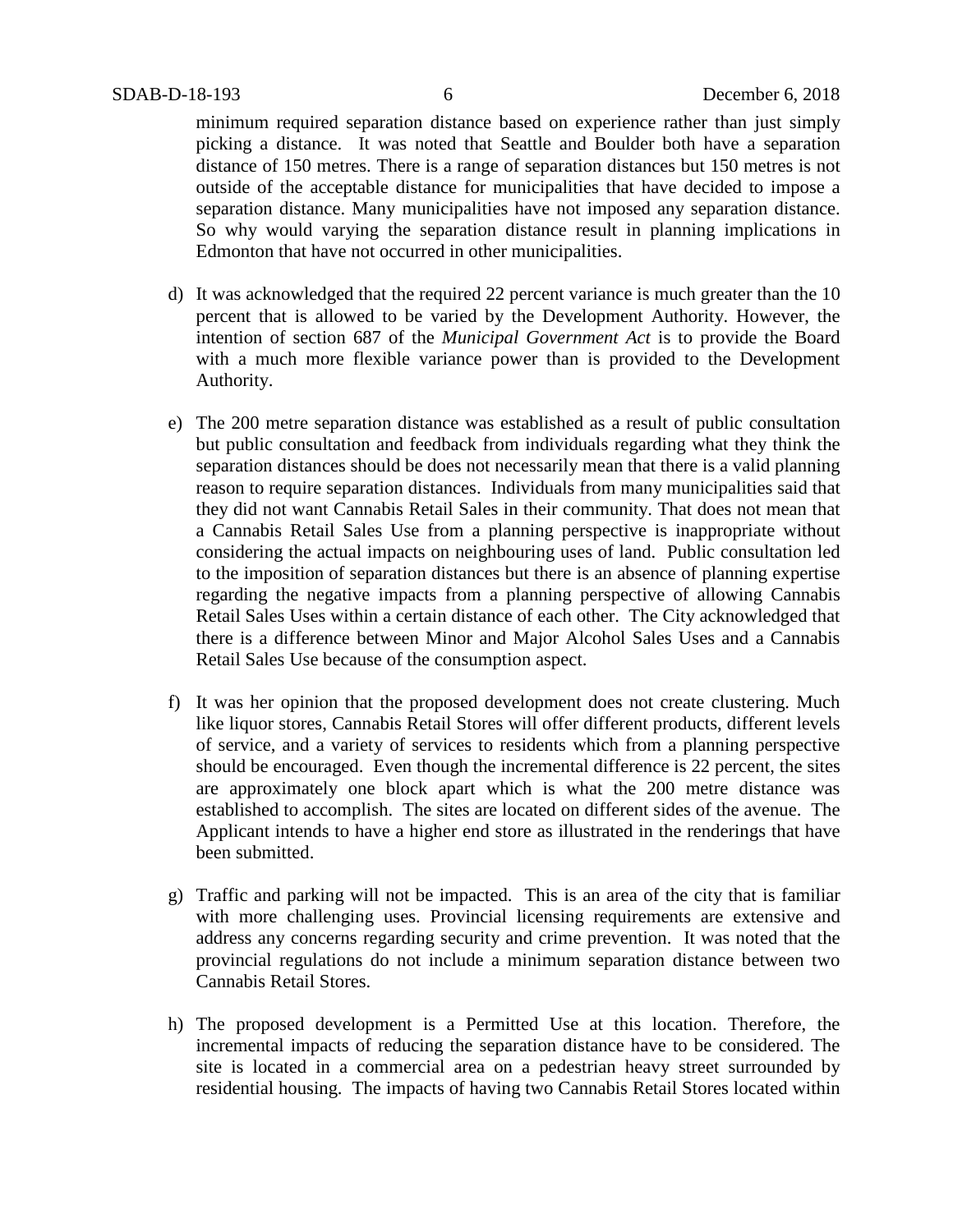minimum required separation distance based on experience rather than just simply picking a distance. It was noted that Seattle and Boulder both have a separation distance of 150 metres. There is a range of separation distances but 150 metres is not outside of the acceptable distance for municipalities that have decided to impose a separation distance. Many municipalities have not imposed any separation distance. So why would varying the separation distance result in planning implications in Edmonton that have not occurred in other municipalities.

d) It was acknowledged that the required 22 percent variance is much greater than the 10 percent that is allowed to be varied by the Development Authority. However, the intention of section 687 of the *Municipal Government Act* is to provide the Board with a much more flexible variance power than is provided to the Development Authority.

e) The 200 metre separation distance was established as a result of public consultation but public consultation and feedback from individuals regarding what they think the separation distances should be does not necessarily mean that there is a valid planning reason to require separation distances. Individuals from many municipalities said that they did not want Cannabis Retail Sales in their community. That does not mean that a Cannabis Retail Sales Use from a planning perspective is inappropriate without considering the actual impacts on neighbouring uses of land. Public consultation led to the imposition of separation distances but there is an absence of planning expertise regarding the negative impacts from a planning perspective of allowing Cannabis Retail Sales Uses within a certain distance of each other. The City acknowledged that there is a difference between Minor and Major Alcohol Sales Uses and a Cannabis Retail Sales Use because of the consumption aspect.

f) It was her opinion that the proposed development does not create clustering. Much like liquor stores, Cannabis Retail Stores will offer different products, different levels of service, and a variety of services to residents which from a planning perspective should be encouraged. Even though the incremental difference is 22 percent, the sites are approximately one block apart which is what the 200 metre distance was established to accomplish. The sites are located on different sides of the avenue. The Applicant intends to have a higher end store as illustrated in the renderings that have been submitted.

g) Traffic and parking will not be impacted. This is an area of the city that is familiar with more challenging uses. Provincial licensing requirements are extensive and address any concerns regarding security and crime prevention. It was noted that the provincial regulations do not include a minimum separation distance between two Cannabis Retail Stores.

h) The proposed development is a Permitted Use at this location. Therefore, the incremental impacts of reducing the separation distance have to be considered. The site is located in a commercial area on a pedestrian heavy street surrounded by residential housing. The impacts of having two Cannabis Retail Stores located within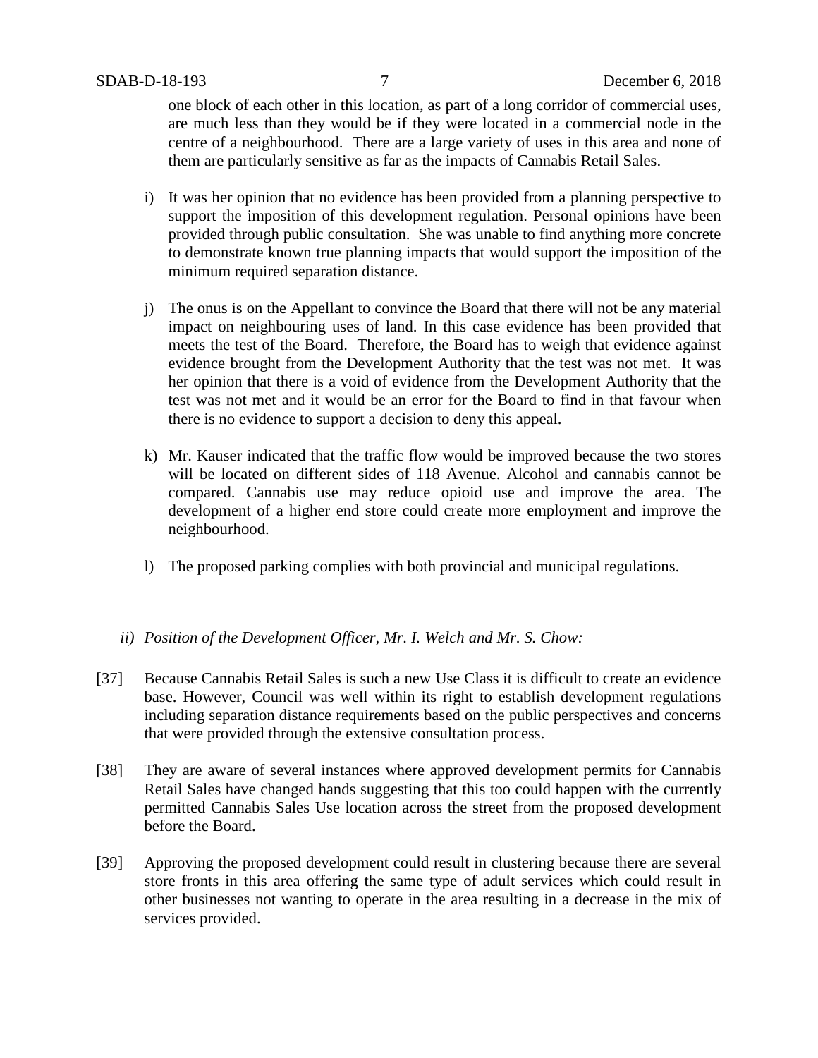one block of each other in this location, as part of a long corridor of commercial uses, are much less than they would be if they were located in a commercial node in the centre of a neighbourhood. There are a large variety of uses in this area and none of them are particularly sensitive as far as the impacts of Cannabis Retail Sales.

i) It was her opinion that no evidence has been provided from a planning perspective to support the imposition of this development regulation. Personal opinions have been provided through public consultation. She was unable to find anything more concrete to demonstrate known true planning impacts that would support the imposition of the minimum required separation distance.

j) The onus is on the Appellant to convince the Board that there will not be any material impact on neighbouring uses of land. In this case evidence has been provided that meets the test of the Board. Therefore, the Board has to weigh that evidence against evidence brought from the Development Authority that the test was not met. It was her opinion that there is a void of evidence from the Development Authority that the test was not met and it would be an error for the Board to find in that favour when there is no evidence to support a decision to deny this appeal.

k) Mr. Kauser indicated that the traffic flow would be improved because the two stores will be located on different sides of 118 Avenue. Alcohol and cannabis cannot be compared. Cannabis use may reduce opioid use and improve the area. The development of a higher end store could create more employment and improve the neighbourhood.

l) The proposed parking complies with both provincial and municipal regulations.

*ii) Position of the Development Officer, Mr. I. Welch and Mr. S. Chow:*

[37] Because Cannabis Retail Sales is such a new Use Class it is difficult to create an evidence base. However, Council was well within its right to establish development regulations including separation distance requirements based on the public perspectives and concerns that were provided through the extensive consultation process.

[38] They are aware of several instances where approved development permits for Cannabis Retail Sales have changed hands suggesting that this too could happen with the currently permitted Cannabis Sales Use location across the street from the proposed development before the Board.

[39] Approving the proposed development could result in clustering because there are several store fronts in this area offering the same type of adult services which could result in other businesses not wanting to operate in the area resulting in a decrease in the mix of services provided.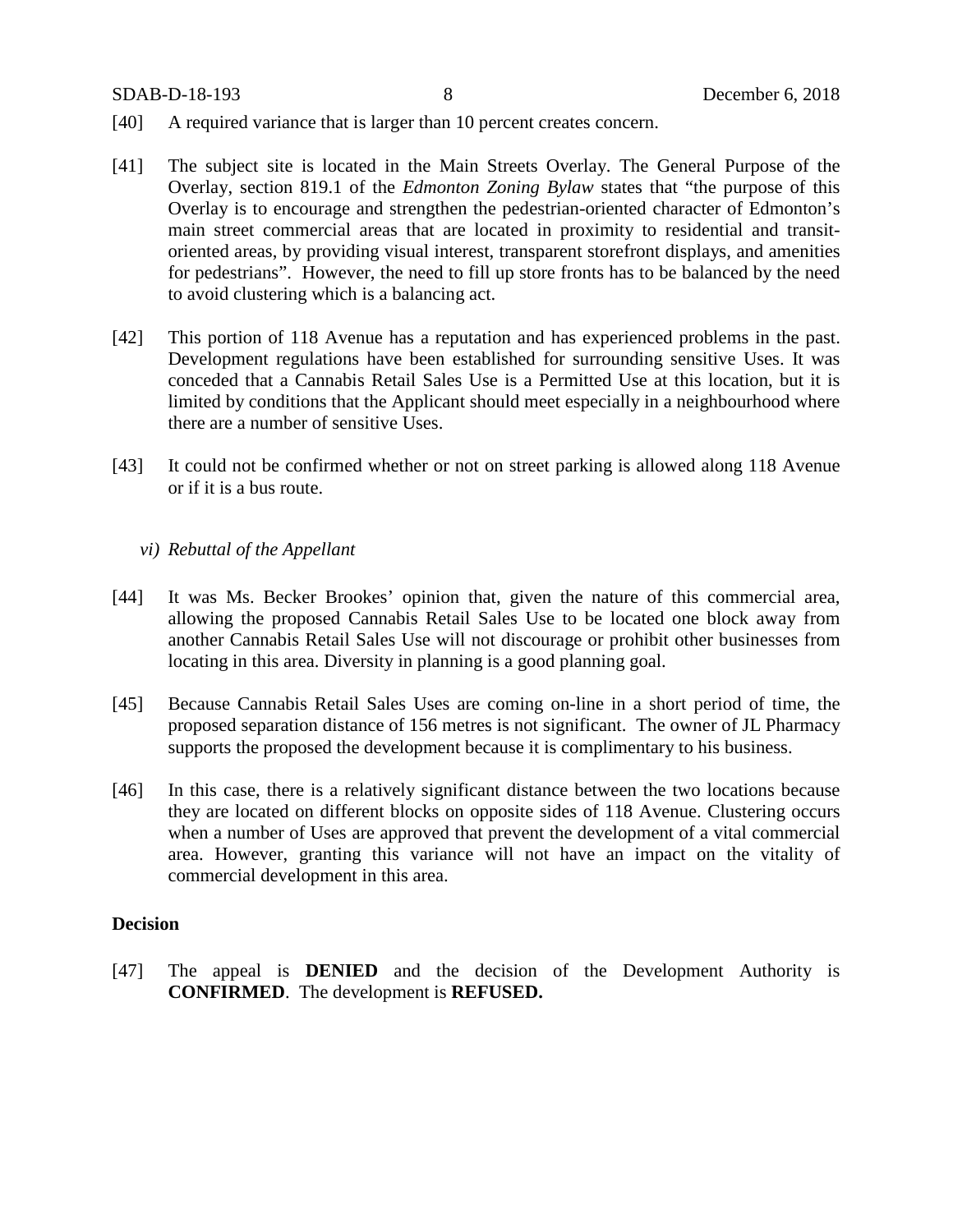[40] A required variance that is larger than 10 percent creates concern.

[41] The subject site is located in the Main Streets Overlay. The General Purpose of the Overlay, section 819.1 of the *Edmonton Zoning Bylaw* states that "the purpose of this Overlay is to encourage and strengthen the pedestrian-oriented character of Edmonton's main street commercial areas that are located in proximity to residential and transit-oriented areas, by providing visual interest, transparent storefront displays, and amenities for pedestrians". However, the need to fill up store fronts has to be balanced by the need to avoid clustering which is a balancing act.

[42] This portion of 118 Avenue has a reputation and has experienced problems in the past. Development regulations have been established for surrounding sensitive Uses. It was conceded that a Cannabis Retail Sales Use is a Permitted Use at this location, but it is limited by conditions that the Applicant should meet especially in a neighbourhood where there are a number of sensitive Uses.

[43] It could not be confirmed whether or not on street parking is allowed along 118 Avenue or if it is a bus route.

*vi) Rebuttal of the Appellant*

[44] It was Ms. Becker Brookes' opinion that, given the nature of this commercial area, allowing the proposed Cannabis Retail Sales Use to be located one block away from another Cannabis Retail Sales Use will not discourage or prohibit other businesses from locating in this area. Diversity in planning is a good planning goal.

[45] Because Cannabis Retail Sales Uses are coming on-line in a short period of time, the proposed separation distance of 156 metres is not significant. The owner of JL Pharmacy supports the proposed the development because it is complimentary to his business.

[46] In this case, there is a relatively significant distance between the two locations because they are located on different blocks on opposite sides of 118 Avenue. Clustering occurs when a number of Uses are approved that prevent the development of a vital commercial area. However, granting this variance will not have an impact on the vitality of commercial development in this area.

**Decision**

[47] The appeal is **DENIED** and the decision of the Development Authority is **CONFIRMED**. The development is **REFUSED.**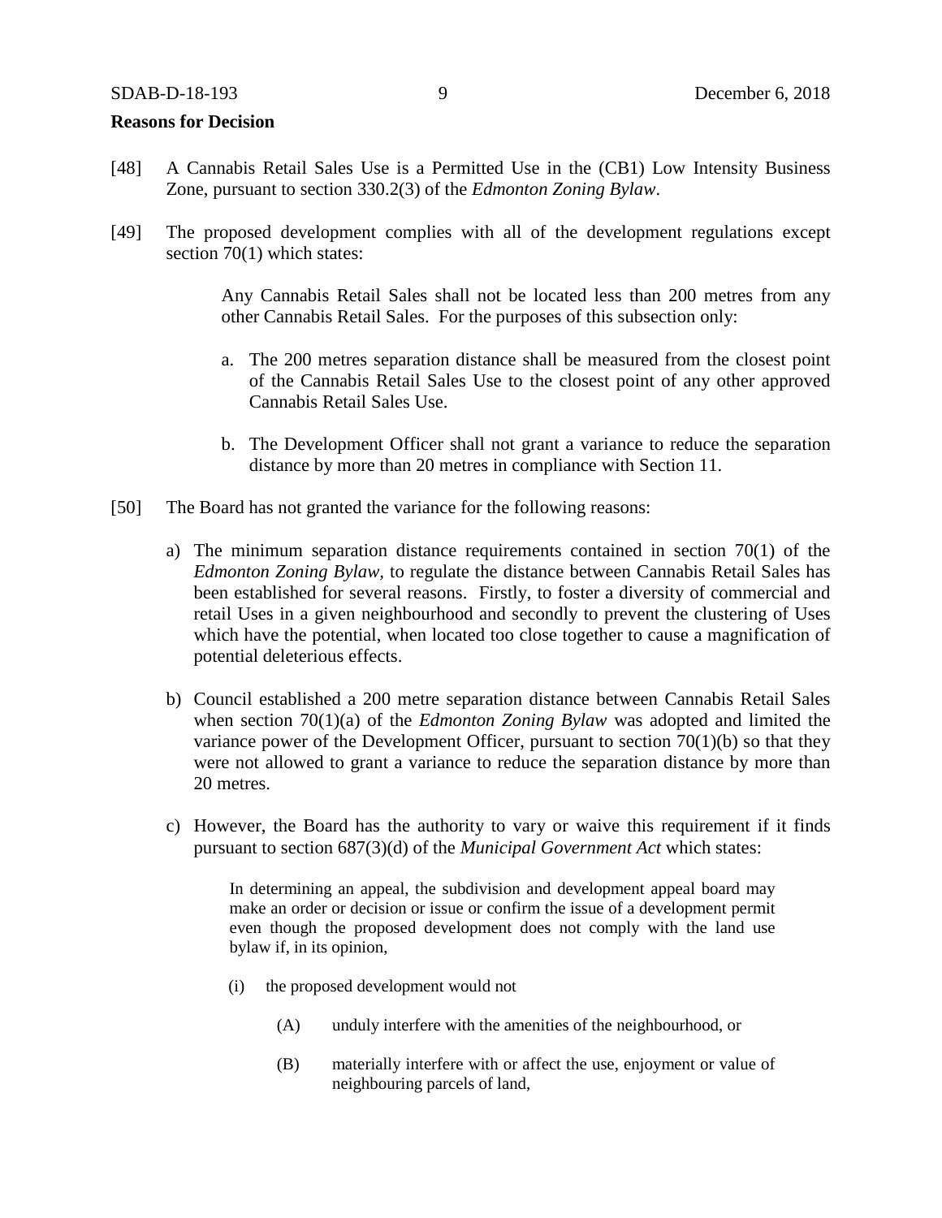**Reasons for Decision**

[48] A Cannabis Retail Sales Use is a Permitted Use in the (CB1) Low Intensity Business Zone, pursuant to section 330.2(3) of the *Edmonton Zoning Bylaw*.

[49] The proposed development complies with all of the development regulations except section 70(1) which states:

> Any Cannabis Retail Sales shall not be located less than 200 metres from any other Cannabis Retail Sales. For the purposes of this subsection only:
>
> a. The 200 metres separation distance shall be measured from the closest point of the Cannabis Retail Sales Use to the closest point of any other approved Cannabis Retail Sales Use.
>
> b. The Development Officer shall not grant a variance to reduce the separation distance by more than 20 metres in compliance with Section 11.

[50] The Board has not granted the variance for the following reasons:

a) The minimum separation distance requirements contained in section 70(1) of the *Edmonton Zoning Bylaw,* to regulate the distance between Cannabis Retail Sales has been established for several reasons. Firstly, to foster a diversity of commercial and retail Uses in a given neighbourhood and secondly to prevent the clustering of Uses which have the potential, when located too close together to cause a magnification of potential deleterious effects.

b) Council established a 200 metre separation distance between Cannabis Retail Sales when section 70(1)(a) of the *Edmonton Zoning Bylaw* was adopted and limited the variance power of the Development Officer, pursuant to section 70(1)(b) so that they were not allowed to grant a variance to reduce the separation distance by more than 20 metres.

c) However, the Board has the authority to vary or waive this requirement if it finds pursuant to section 687(3)(d) of the *Municipal Government Act* which states:

> In determining an appeal, the subdivision and development appeal board may make an order or decision or issue or confirm the issue of a development permit even though the proposed development does not comply with the land use bylaw if, in its opinion,
>
> (i) the proposed development would not
>
> (A) unduly interfere with the amenities of the neighbourhood, or
>
> (B) materially interfere with or affect the use, enjoyment or value of neighbouring parcels of land,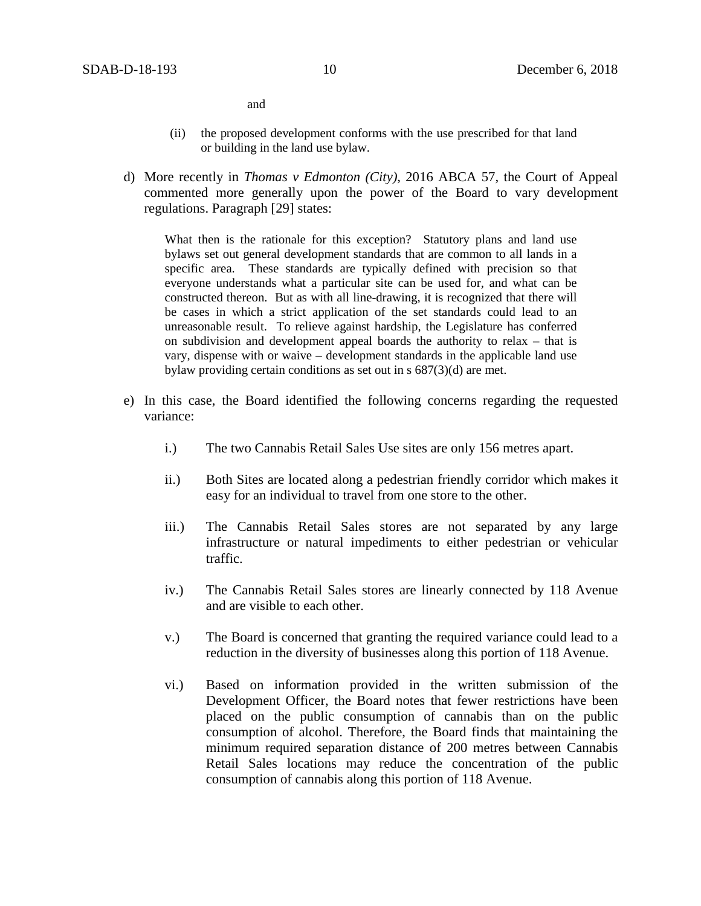and

(ii) the proposed development conforms with the use prescribed for that land or building in the land use bylaw.

d) More recently in *Thomas v Edmonton (City)*, 2016 ABCA 57, the Court of Appeal commented more generally upon the power of the Board to vary development regulations. Paragraph [29] states:

> What then is the rationale for this exception? Statutory plans and land use bylaws set out general development standards that are common to all lands in a specific area. These standards are typically defined with precision so that everyone understands what a particular site can be used for, and what can be constructed thereon. But as with all line-drawing, it is recognized that there will be cases in which a strict application of the set standards could lead to an unreasonable result. To relieve against hardship, the Legislature has conferred on subdivision and development appeal boards the authority to relax – that is vary, dispense with or waive – development standards in the applicable land use bylaw providing certain conditions as set out in s 687(3)(d) are met.

e) In this case, the Board identified the following concerns regarding the requested variance:

   i.) The two Cannabis Retail Sales Use sites are only 156 metres apart.

   ii.) Both Sites are located along a pedestrian friendly corridor which makes it easy for an individual to travel from one store to the other.

   iii.) The Cannabis Retail Sales stores are not separated by any large infrastructure or natural impediments to either pedestrian or vehicular traffic.

   iv.) The Cannabis Retail Sales stores are linearly connected by 118 Avenue and are visible to each other.

   v.) The Board is concerned that granting the required variance could lead to a reduction in the diversity of businesses along this portion of 118 Avenue.

   vi.) Based on information provided in the written submission of the Development Officer, the Board notes that fewer restrictions have been placed on the public consumption of cannabis than on the public consumption of alcohol. Therefore, the Board finds that maintaining the minimum required separation distance of 200 metres between Cannabis Retail Sales locations may reduce the concentration of the public consumption of cannabis along this portion of 118 Avenue.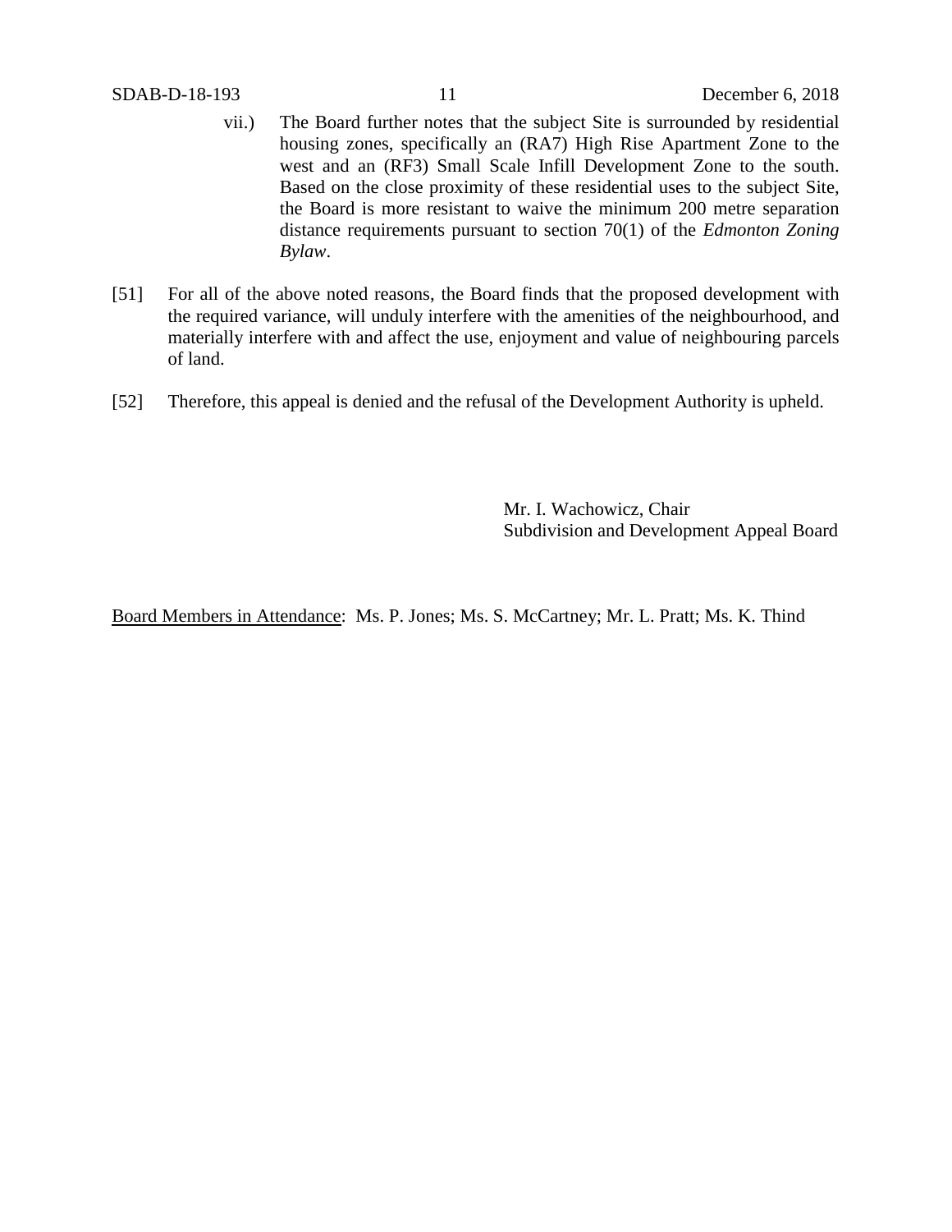vii.) The Board further notes that the subject Site is surrounded by residential housing zones, specifically an (RA7) High Rise Apartment Zone to the west and an (RF3) Small Scale Infill Development Zone to the south. Based on the close proximity of these residential uses to the subject Site, the Board is more resistant to waive the minimum 200 metre separation distance requirements pursuant to section 70(1) of the *Edmonton Zoning Bylaw*.

[51] For all of the above noted reasons, the Board finds that the proposed development with the required variance, will unduly interfere with the amenities of the neighbourhood, and materially interfere with and affect the use, enjoyment and value of neighbouring parcels of land.

[52] Therefore, this appeal is denied and the refusal of the Development Authority is upheld.

Mr. I. Wachowicz, Chair
Subdivision and Development Appeal Board

Board Members in Attendance: Ms. P. Jones; Ms. S. McCartney; Mr. L. Pratt; Ms. K. Thind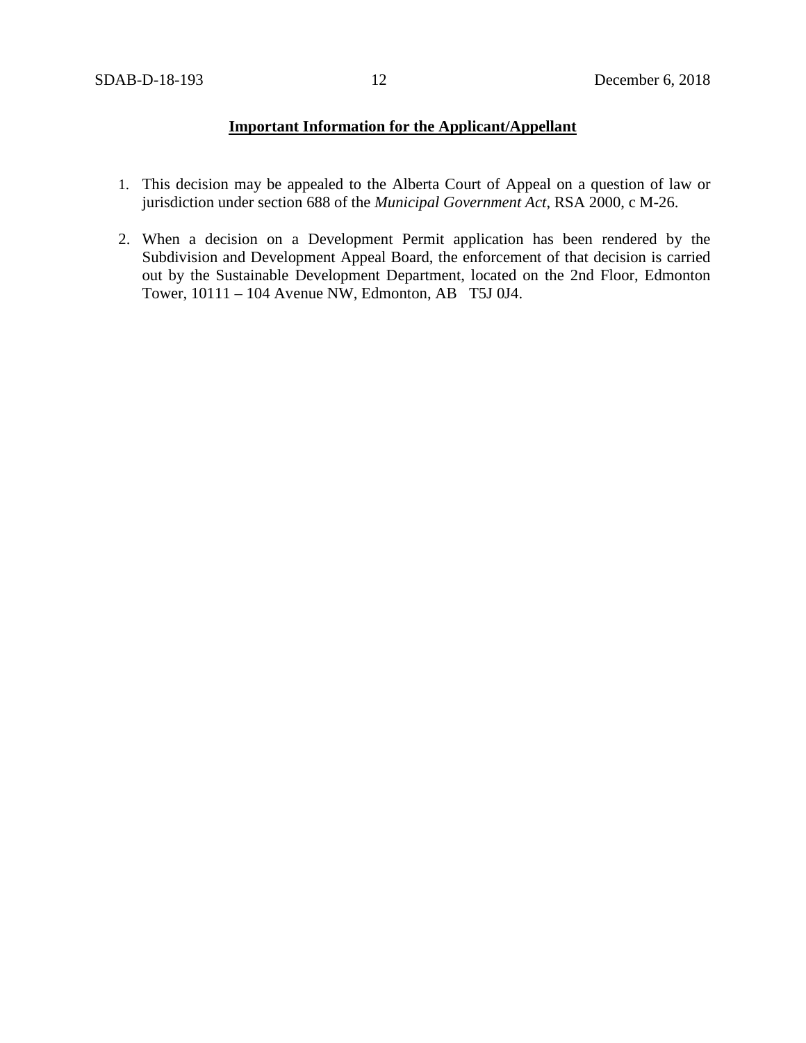**Important Information for the Applicant/Appellant**

1. This decision may be appealed to the Alberta Court of Appeal on a question of law or jurisdiction under section 688 of the *Municipal Government Act*, RSA 2000, c M-26.

2. When a decision on a Development Permit application has been rendered by the Subdivision and Development Appeal Board, the enforcement of that decision is carried out by the Sustainable Development Department, located on the 2nd Floor, Edmonton Tower, 10111 – 104 Avenue NW, Edmonton, AB T5J 0J4.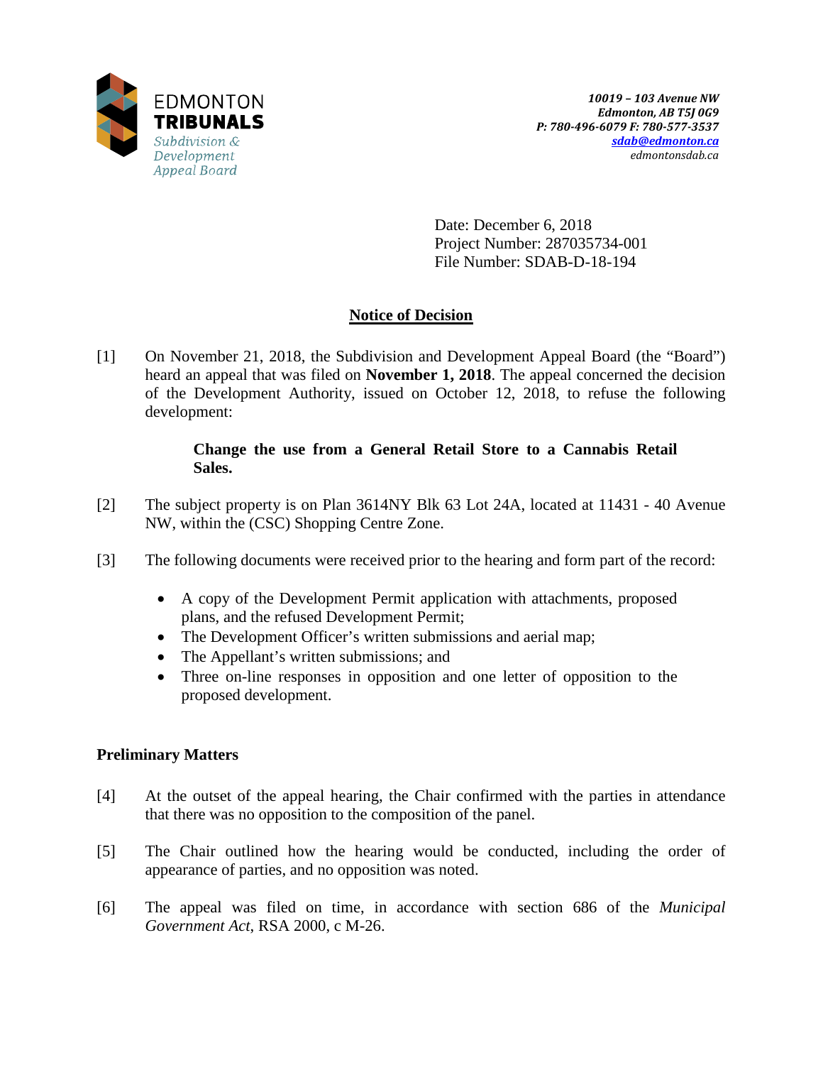EDMONTON **TRIBUNALS**
*Subdivision & Development Appeal Board*

*10019 – 103 Avenue NW*
*Edmonton, AB T5J 0G9*
*P: 780-496-6079 F: 780-577-3537*
*sdab@edmonton.ca*
*edmontonsdab.ca*

Date: December 6, 2018
Project Number: 287035734-001
File Number: SDAB-D-18-194

## Notice of Decision

[1] On November 21, 2018, the Subdivision and Development Appeal Board (the "Board") heard an appeal that was filed on **November 1, 2018**. The appeal concerned the decision of the Development Authority, issued on October 12, 2018, to refuse the following development:

> **Change the use from a General Retail Store to a Cannabis Retail Sales.**

[2] The subject property is on Plan 3614NY Blk 63 Lot 24A, located at 11431 - 40 Avenue NW, within the (CSC) Shopping Centre Zone.

[3] The following documents were received prior to the hearing and form part of the record:

- A copy of the Development Permit application with attachments, proposed plans, and the refused Development Permit;
- The Development Officer's written submissions and aerial map;
- The Appellant's written submissions; and
- Three on-line responses in opposition and one letter of opposition to the proposed development.

### Preliminary Matters

[4] At the outset of the appeal hearing, the Chair confirmed with the parties in attendance that there was no opposition to the composition of the panel.

[5] The Chair outlined how the hearing would be conducted, including the order of appearance of parties, and no opposition was noted.

[6] The appeal was filed on time, in accordance with section 686 of the *Municipal Government Act*, RSA 2000, c M-26.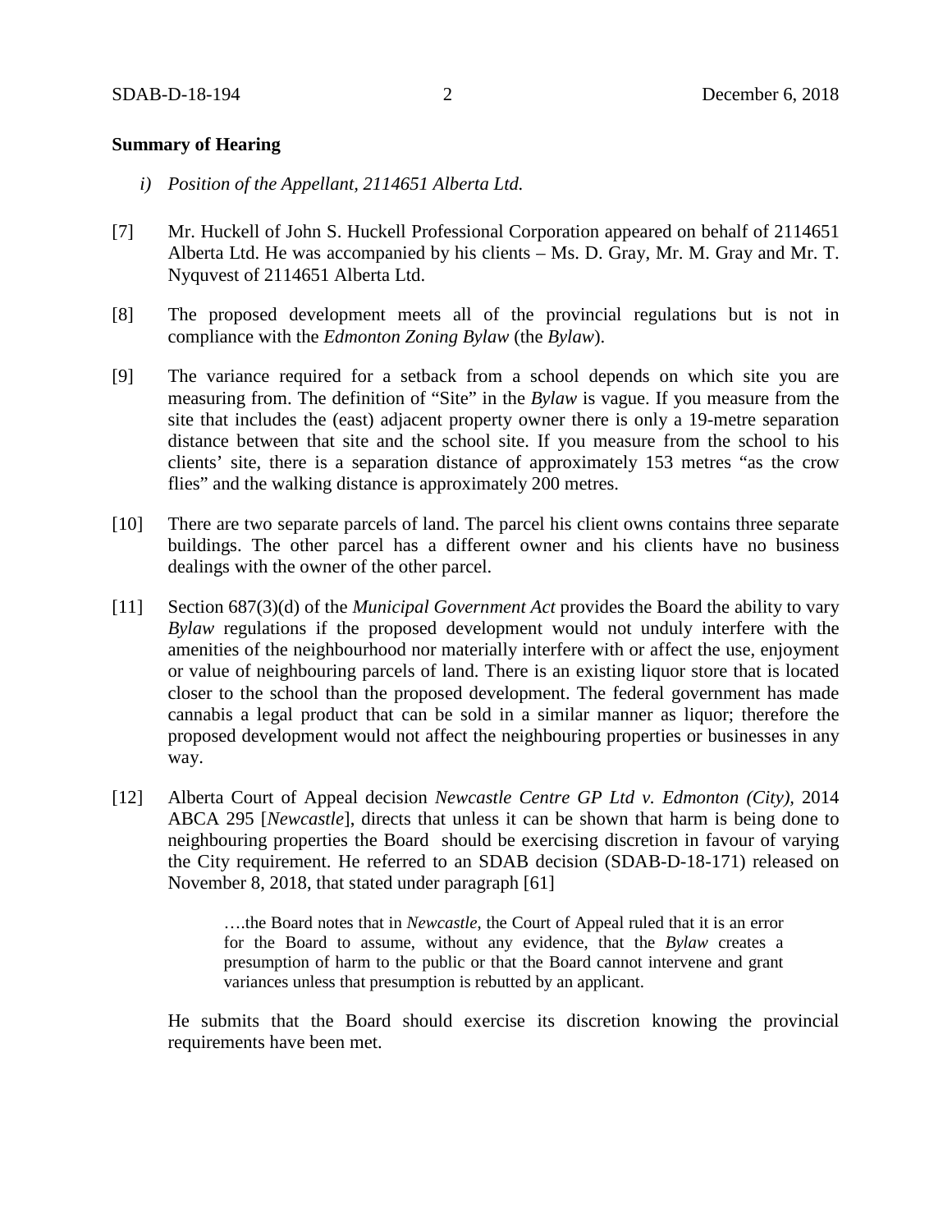**Summary of Hearing**

*i) Position of the Appellant, 2114651 Alberta Ltd.*

[7] Mr. Huckell of John S. Huckell Professional Corporation appeared on behalf of 2114651 Alberta Ltd. He was accompanied by his clients – Ms. D. Gray, Mr. M. Gray and Mr. T. Nyquvest of 2114651 Alberta Ltd.

[8] The proposed development meets all of the provincial regulations but is not in compliance with the *Edmonton Zoning Bylaw* (the *Bylaw*).

[9] The variance required for a setback from a school depends on which site you are measuring from. The definition of "Site" in the *Bylaw* is vague. If you measure from the site that includes the (east) adjacent property owner there is only a 19-metre separation distance between that site and the school site. If you measure from the school to his clients' site, there is a separation distance of approximately 153 metres "as the crow flies" and the walking distance is approximately 200 metres.

[10] There are two separate parcels of land. The parcel his client owns contains three separate buildings. The other parcel has a different owner and his clients have no business dealings with the owner of the other parcel.

[11] Section 687(3)(d) of the *Municipal Government Act* provides the Board the ability to vary *Bylaw* regulations if the proposed development would not unduly interfere with the amenities of the neighbourhood nor materially interfere with or affect the use, enjoyment or value of neighbouring parcels of land. There is an existing liquor store that is located closer to the school than the proposed development. The federal government has made cannabis a legal product that can be sold in a similar manner as liquor; therefore the proposed development would not affect the neighbouring properties or businesses in any way.

[12] Alberta Court of Appeal decision *Newcastle Centre GP Ltd v. Edmonton (City)*, 2014 ABCA 295 [*Newcastle*], directs that unless it can be shown that harm is being done to neighbouring properties the Board should be exercising discretion in favour of varying the City requirement. He referred to an SDAB decision (SDAB-D-18-171) released on November 8, 2018, that stated under paragraph [61]

> ….the Board notes that in *Newcastle*, the Court of Appeal ruled that it is an error for the Board to assume, without any evidence, that the *Bylaw* creates a presumption of harm to the public or that the Board cannot intervene and grant variances unless that presumption is rebutted by an applicant.

He submits that the Board should exercise its discretion knowing the provincial requirements have been met.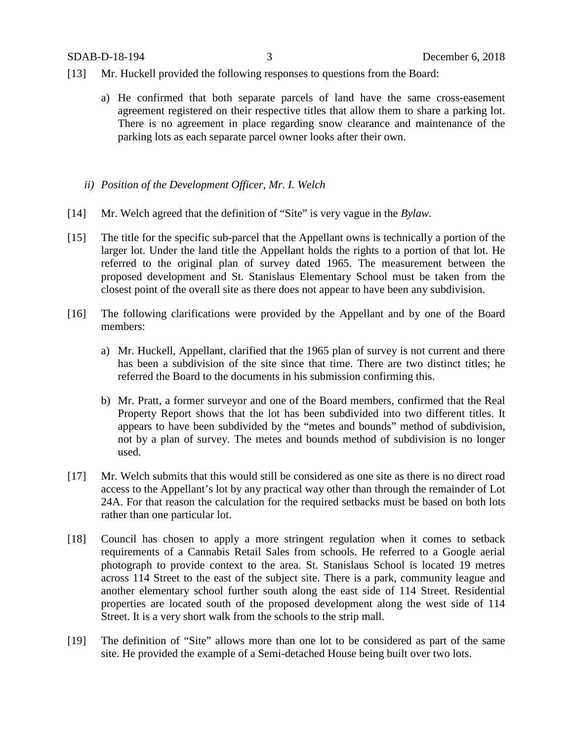[13] Mr. Huckell provided the following responses to questions from the Board:

a) He confirmed that both separate parcels of land have the same cross-easement agreement registered on their respective titles that allow them to share a parking lot. There is no agreement in place regarding snow clearance and maintenance of the parking lots as each separate parcel owner looks after their own.

*ii) Position of the Development Officer, Mr. I. Welch*

[14] Mr. Welch agreed that the definition of "Site" is very vague in the *Bylaw.*

[15] The title for the specific sub-parcel that the Appellant owns is technically a portion of the larger lot. Under the land title the Appellant holds the rights to a portion of that lot. He referred to the original plan of survey dated 1965. The measurement between the proposed development and St. Stanislaus Elementary School must be taken from the closest point of the overall site as there does not appear to have been any subdivision.

[16] The following clarifications were provided by the Appellant and by one of the Board members:

a) Mr. Huckell, Appellant, clarified that the 1965 plan of survey is not current and there has been a subdivision of the site since that time. There are two distinct titles; he referred the Board to the documents in his submission confirming this.

b) Mr. Pratt, a former surveyor and one of the Board members, confirmed that the Real Property Report shows that the lot has been subdivided into two different titles. It appears to have been subdivided by the "metes and bounds" method of subdivision, not by a plan of survey. The metes and bounds method of subdivision is no longer used.

[17] Mr. Welch submits that this would still be considered as one site as there is no direct road access to the Appellant's lot by any practical way other than through the remainder of Lot 24A. For that reason the calculation for the required setbacks must be based on both lots rather than one particular lot.

[18] Council has chosen to apply a more stringent regulation when it comes to setback requirements of a Cannabis Retail Sales from schools. He referred to a Google aerial photograph to provide context to the area. St. Stanislaus School is located 19 metres across 114 Street to the east of the subject site. There is a park, community league and another elementary school further south along the east side of 114 Street. Residential properties are located south of the proposed development along the west side of 114 Street. It is a very short walk from the schools to the strip mall.

[19] The definition of "Site" allows more than one lot to be considered as part of the same site. He provided the example of a Semi-detached House being built over two lots.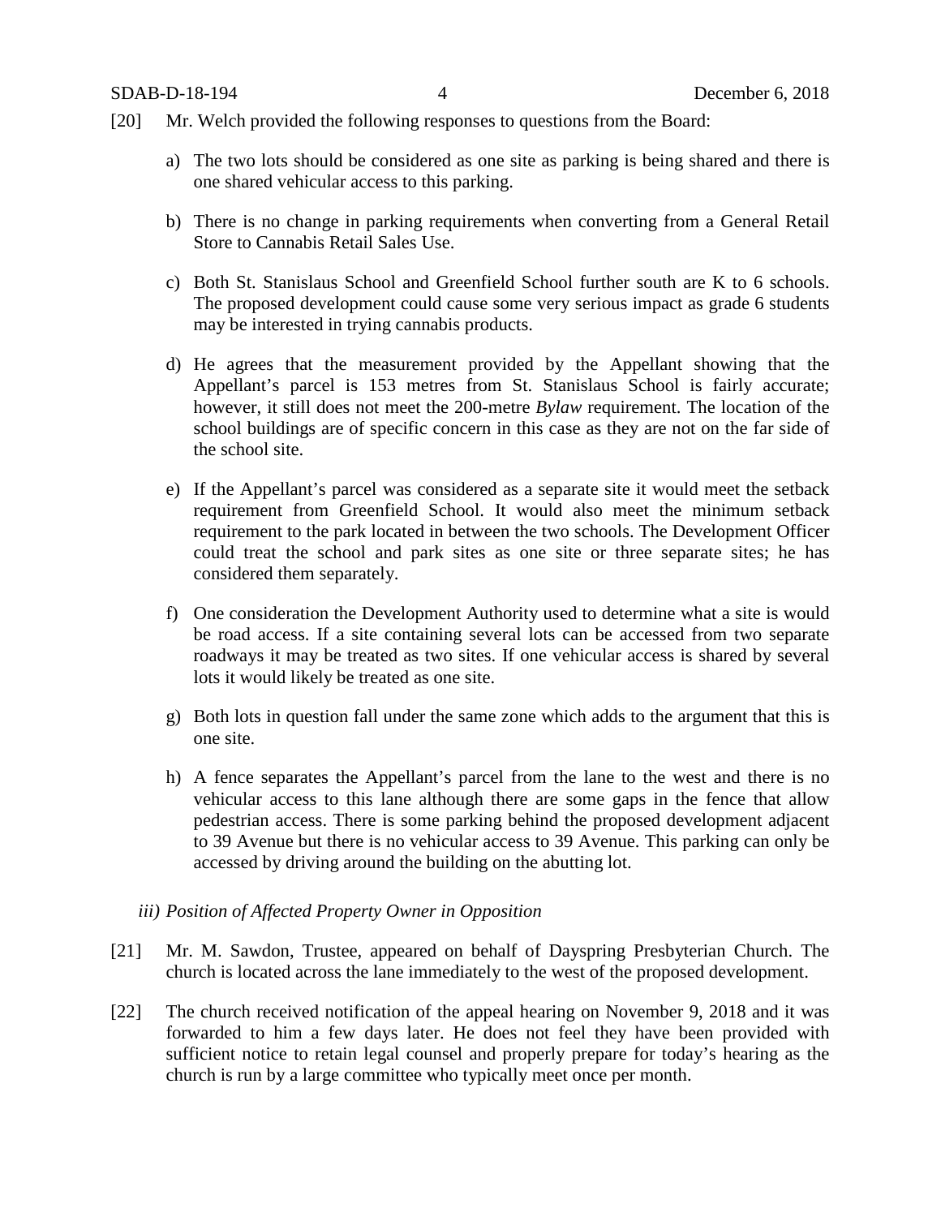[20] Mr. Welch provided the following responses to questions from the Board:

a) The two lots should be considered as one site as parking is being shared and there is one shared vehicular access to this parking.

b) There is no change in parking requirements when converting from a General Retail Store to Cannabis Retail Sales Use.

c) Both St. Stanislaus School and Greenfield School further south are K to 6 schools. The proposed development could cause some very serious impact as grade 6 students may be interested in trying cannabis products.

d) He agrees that the measurement provided by the Appellant showing that the Appellant's parcel is 153 metres from St. Stanislaus School is fairly accurate; however, it still does not meet the 200-metre *Bylaw* requirement. The location of the school buildings are of specific concern in this case as they are not on the far side of the school site.

e) If the Appellant's parcel was considered as a separate site it would meet the setback requirement from Greenfield School. It would also meet the minimum setback requirement to the park located in between the two schools. The Development Officer could treat the school and park sites as one site or three separate sites; he has considered them separately.

f) One consideration the Development Authority used to determine what a site is would be road access. If a site containing several lots can be accessed from two separate roadways it may be treated as two sites. If one vehicular access is shared by several lots it would likely be treated as one site.

g) Both lots in question fall under the same zone which adds to the argument that this is one site.

h) A fence separates the Appellant's parcel from the lane to the west and there is no vehicular access to this lane although there are some gaps in the fence that allow pedestrian access. There is some parking behind the proposed development adjacent to 39 Avenue but there is no vehicular access to 39 Avenue. This parking can only be accessed by driving around the building on the abutting lot.

*iii) Position of Affected Property Owner in Opposition*

[21] Mr. M. Sawdon, Trustee, appeared on behalf of Dayspring Presbyterian Church. The church is located across the lane immediately to the west of the proposed development.

[22] The church received notification of the appeal hearing on November 9, 2018 and it was forwarded to him a few days later. He does not feel they have been provided with sufficient notice to retain legal counsel and properly prepare for today's hearing as the church is run by a large committee who typically meet once per month.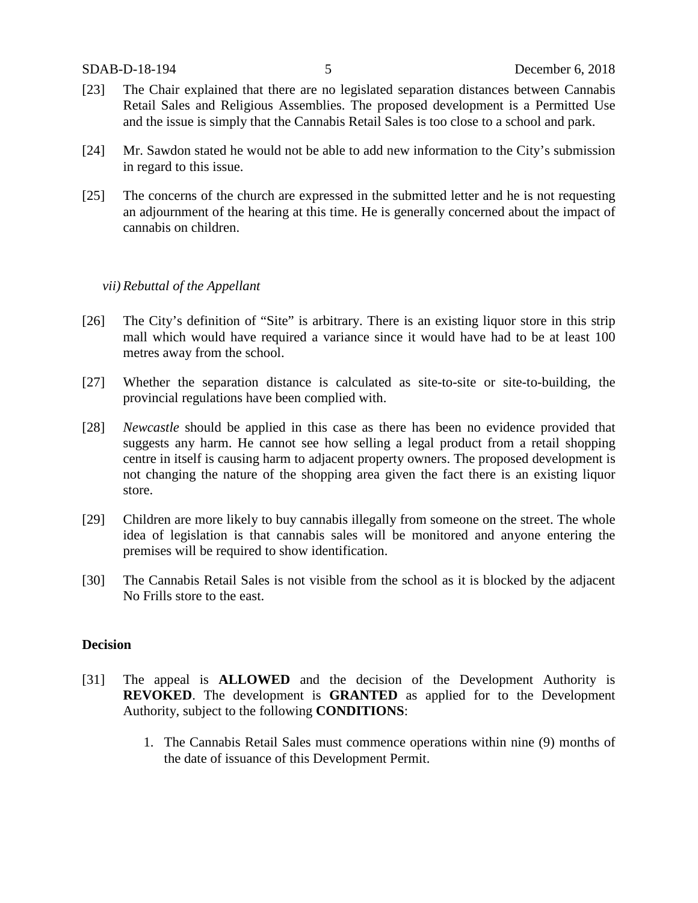[23] The Chair explained that there are no legislated separation distances between Cannabis Retail Sales and Religious Assemblies. The proposed development is a Permitted Use and the issue is simply that the Cannabis Retail Sales is too close to a school and park.

[24] Mr. Sawdon stated he would not be able to add new information to the City's submission in regard to this issue.

[25] The concerns of the church are expressed in the submitted letter and he is not requesting an adjournment of the hearing at this time. He is generally concerned about the impact of cannabis on children.

*vii) Rebuttal of the Appellant*

[26] The City's definition of "Site" is arbitrary. There is an existing liquor store in this strip mall which would have required a variance since it would have had to be at least 100 metres away from the school.

[27] Whether the separation distance is calculated as site-to-site or site-to-building, the provincial regulations have been complied with.

[28] *Newcastle* should be applied in this case as there has been no evidence provided that suggests any harm. He cannot see how selling a legal product from a retail shopping centre in itself is causing harm to adjacent property owners. The proposed development is not changing the nature of the shopping area given the fact there is an existing liquor store.

[29] Children are more likely to buy cannabis illegally from someone on the street. The whole idea of legislation is that cannabis sales will be monitored and anyone entering the premises will be required to show identification.

[30] The Cannabis Retail Sales is not visible from the school as it is blocked by the adjacent No Frills store to the east.

**Decision**

[31] The appeal is **ALLOWED** and the decision of the Development Authority is **REVOKED**. The development is **GRANTED** as applied for to the Development Authority, subject to the following **CONDITIONS**:

1. The Cannabis Retail Sales must commence operations within nine (9) months of the date of issuance of this Development Permit.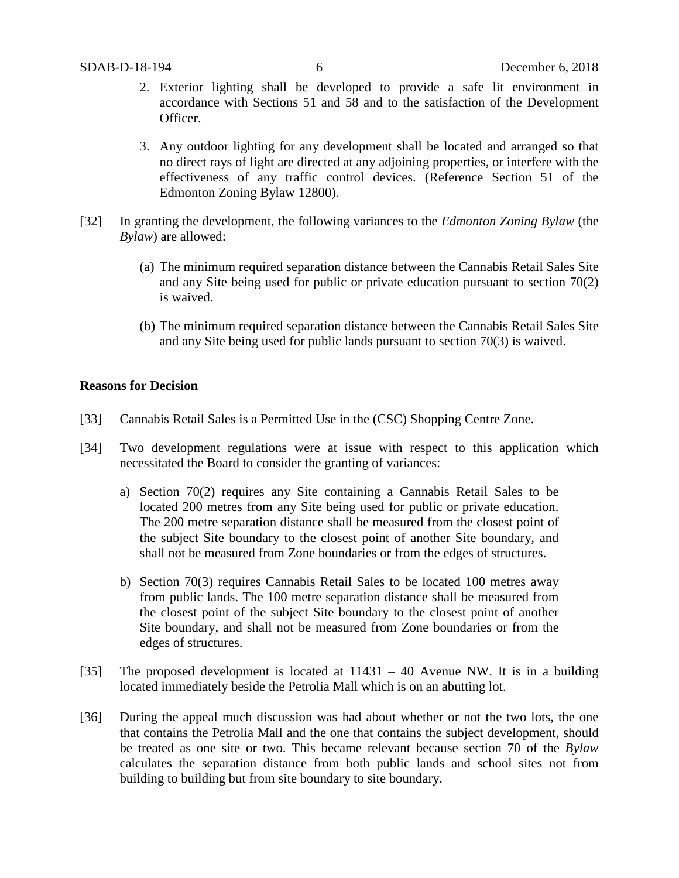2. Exterior lighting shall be developed to provide a safe lit environment in accordance with Sections 51 and 58 and to the satisfaction of the Development Officer.

3. Any outdoor lighting for any development shall be located and arranged so that no direct rays of light are directed at any adjoining properties, or interfere with the effectiveness of any traffic control devices. (Reference Section 51 of the Edmonton Zoning Bylaw 12800).

[32] In granting the development, the following variances to the *Edmonton Zoning Bylaw* (the *Bylaw*) are allowed:

(a) The minimum required separation distance between the Cannabis Retail Sales Site and any Site being used for public or private education pursuant to section 70(2) is waived.

(b) The minimum required separation distance between the Cannabis Retail Sales Site and any Site being used for public lands pursuant to section 70(3) is waived.

**Reasons for Decision**

[33] Cannabis Retail Sales is a Permitted Use in the (CSC) Shopping Centre Zone.

[34] Two development regulations were at issue with respect to this application which necessitated the Board to consider the granting of variances:

a) Section 70(2) requires any Site containing a Cannabis Retail Sales to be located 200 metres from any Site being used for public or private education. The 200 metre separation distance shall be measured from the closest point of the subject Site boundary to the closest point of another Site boundary, and shall not be measured from Zone boundaries or from the edges of structures.

b) Section 70(3) requires Cannabis Retail Sales to be located 100 metres away from public lands. The 100 metre separation distance shall be measured from the closest point of the subject Site boundary to the closest point of another Site boundary, and shall not be measured from Zone boundaries or from the edges of structures.

[35] The proposed development is located at 11431 – 40 Avenue NW. It is in a building located immediately beside the Petrolia Mall which is on an abutting lot.

[36] During the appeal much discussion was had about whether or not the two lots, the one that contains the Petrolia Mall and the one that contains the subject development, should be treated as one site or two. This became relevant because section 70 of the *Bylaw* calculates the separation distance from both public lands and school sites not from building to building but from site boundary to site boundary.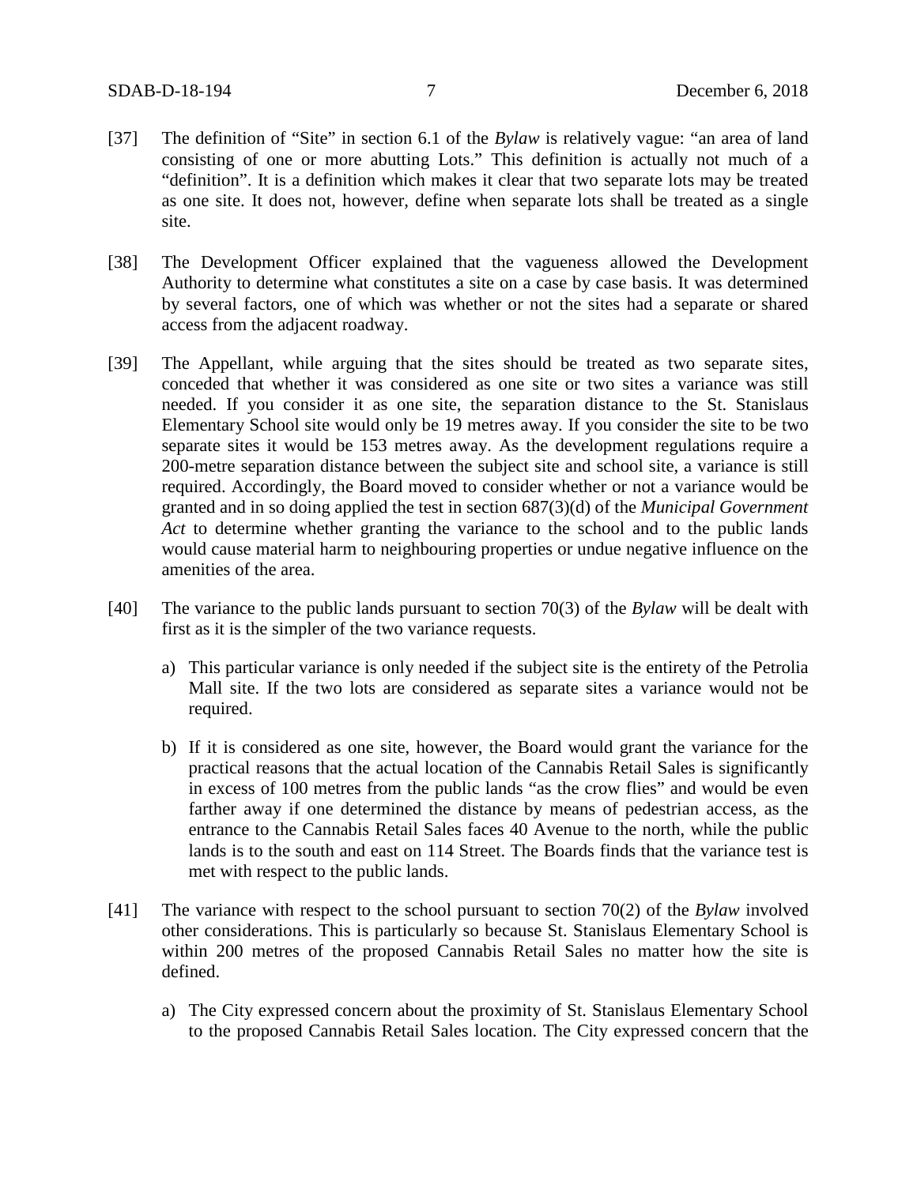[37] The definition of "Site" in section 6.1 of the *Bylaw* is relatively vague: "an area of land consisting of one or more abutting Lots." This definition is actually not much of a "definition". It is a definition which makes it clear that two separate lots may be treated as one site. It does not, however, define when separate lots shall be treated as a single site.

[38] The Development Officer explained that the vagueness allowed the Development Authority to determine what constitutes a site on a case by case basis. It was determined by several factors, one of which was whether or not the sites had a separate or shared access from the adjacent roadway.

[39] The Appellant, while arguing that the sites should be treated as two separate sites, conceded that whether it was considered as one site or two sites a variance was still needed. If you consider it as one site, the separation distance to the St. Stanislaus Elementary School site would only be 19 metres away. If you consider the site to be two separate sites it would be 153 metres away. As the development regulations require a 200-metre separation distance between the subject site and school site, a variance is still required. Accordingly, the Board moved to consider whether or not a variance would be granted and in so doing applied the test in section 687(3)(d) of the *Municipal Government Act* to determine whether granting the variance to the school and to the public lands would cause material harm to neighbouring properties or undue negative influence on the amenities of the area.

[40] The variance to the public lands pursuant to section 70(3) of the *Bylaw* will be dealt with first as it is the simpler of the two variance requests.

a) This particular variance is only needed if the subject site is the entirety of the Petrolia Mall site. If the two lots are considered as separate sites a variance would not be required.

b) If it is considered as one site, however, the Board would grant the variance for the practical reasons that the actual location of the Cannabis Retail Sales is significantly in excess of 100 metres from the public lands "as the crow flies" and would be even farther away if one determined the distance by means of pedestrian access, as the entrance to the Cannabis Retail Sales faces 40 Avenue to the north, while the public lands is to the south and east on 114 Street. The Boards finds that the variance test is met with respect to the public lands.

[41] The variance with respect to the school pursuant to section 70(2) of the *Bylaw* involved other considerations. This is particularly so because St. Stanislaus Elementary School is within 200 metres of the proposed Cannabis Retail Sales no matter how the site is defined.

a) The City expressed concern about the proximity of St. Stanislaus Elementary School to the proposed Cannabis Retail Sales location. The City expressed concern that the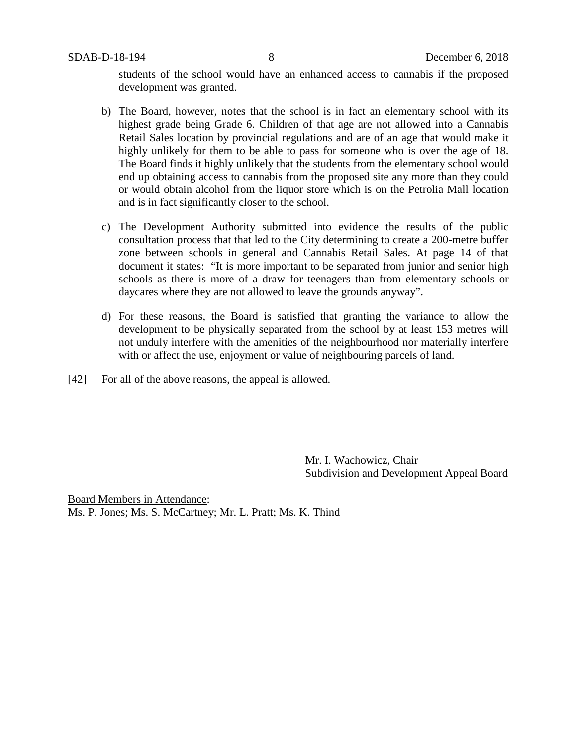students of the school would have an enhanced access to cannabis if the proposed development was granted.

b) The Board, however, notes that the school is in fact an elementary school with its highest grade being Grade 6. Children of that age are not allowed into a Cannabis Retail Sales location by provincial regulations and are of an age that would make it highly unlikely for them to be able to pass for someone who is over the age of 18. The Board finds it highly unlikely that the students from the elementary school would end up obtaining access to cannabis from the proposed site any more than they could or would obtain alcohol from the liquor store which is on the Petrolia Mall location and is in fact significantly closer to the school.

c) The Development Authority submitted into evidence the results of the public consultation process that that led to the City determining to create a 200-metre buffer zone between schools in general and Cannabis Retail Sales. At page 14 of that document it states: "It is more important to be separated from junior and senior high schools as there is more of a draw for teenagers than from elementary schools or daycares where they are not allowed to leave the grounds anyway".

d) For these reasons, the Board is satisfied that granting the variance to allow the development to be physically separated from the school by at least 153 metres will not unduly interfere with the amenities of the neighbourhood nor materially interfere with or affect the use, enjoyment or value of neighbouring parcels of land.

[42] For all of the above reasons, the appeal is allowed.

Mr. I. Wachowicz, Chair
Subdivision and Development Appeal Board

Board Members in Attendance:
Ms. P. Jones; Ms. S. McCartney; Mr. L. Pratt; Ms. K. Thind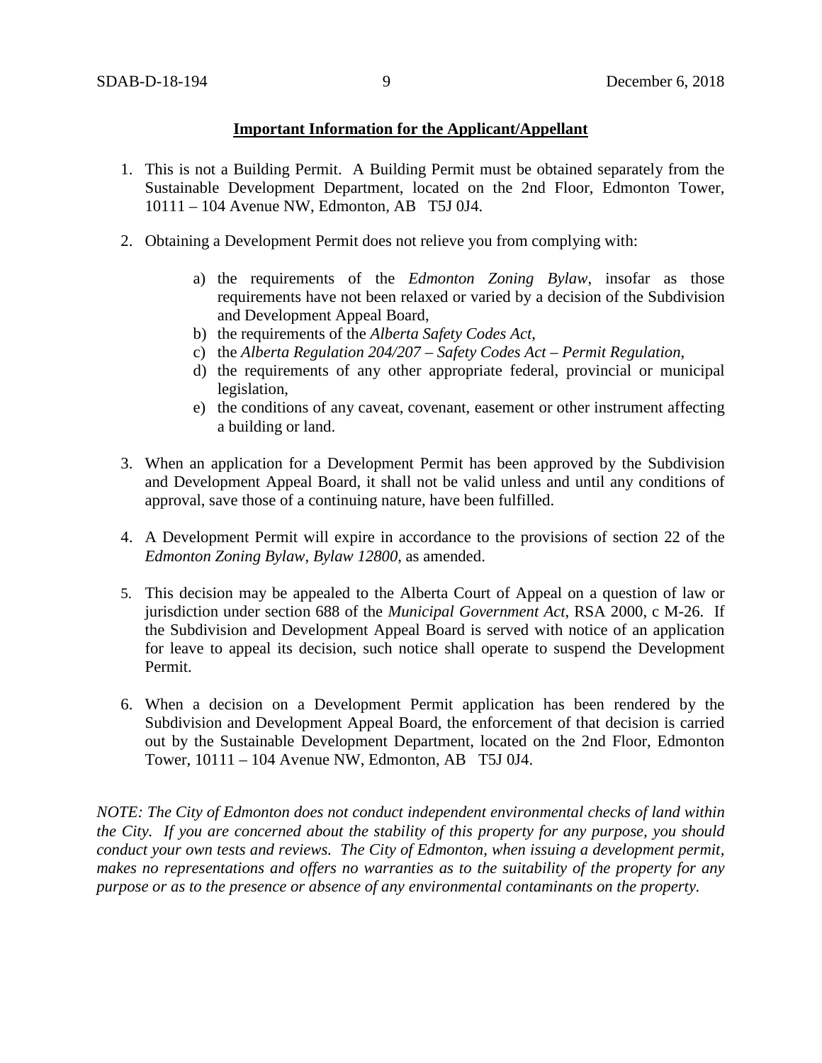**Important Information for the Applicant/Appellant**

1. This is not a Building Permit. A Building Permit must be obtained separately from the Sustainable Development Department, located on the 2nd Floor, Edmonton Tower, 10111 – 104 Avenue NW, Edmonton, AB T5J 0J4.

2. Obtaining a Development Permit does not relieve you from complying with:

   a) the requirements of the *Edmonton Zoning Bylaw*, insofar as those requirements have not been relaxed or varied by a decision of the Subdivision and Development Appeal Board,
   b) the requirements of the *Alberta Safety Codes Act*,
   c) the *Alberta Regulation 204/207 – Safety Codes Act – Permit Regulation*,
   d) the requirements of any other appropriate federal, provincial or municipal legislation,
   e) the conditions of any caveat, covenant, easement or other instrument affecting a building or land.

3. When an application for a Development Permit has been approved by the Subdivision and Development Appeal Board, it shall not be valid unless and until any conditions of approval, save those of a continuing nature, have been fulfilled.

4. A Development Permit will expire in accordance to the provisions of section 22 of the *Edmonton Zoning Bylaw, Bylaw 12800*, as amended.

5. This decision may be appealed to the Alberta Court of Appeal on a question of law or jurisdiction under section 688 of the *Municipal Government Act*, RSA 2000, c M-26. If the Subdivision and Development Appeal Board is served with notice of an application for leave to appeal its decision, such notice shall operate to suspend the Development Permit.

6. When a decision on a Development Permit application has been rendered by the Subdivision and Development Appeal Board, the enforcement of that decision is carried out by the Sustainable Development Department, located on the 2nd Floor, Edmonton Tower, 10111 – 104 Avenue NW, Edmonton, AB T5J 0J4.

*NOTE: The City of Edmonton does not conduct independent environmental checks of land within the City. If you are concerned about the stability of this property for any purpose, you should conduct your own tests and reviews. The City of Edmonton, when issuing a development permit, makes no representations and offers no warranties as to the suitability of the property for any purpose or as to the presence or absence of any environmental contaminants on the property.*